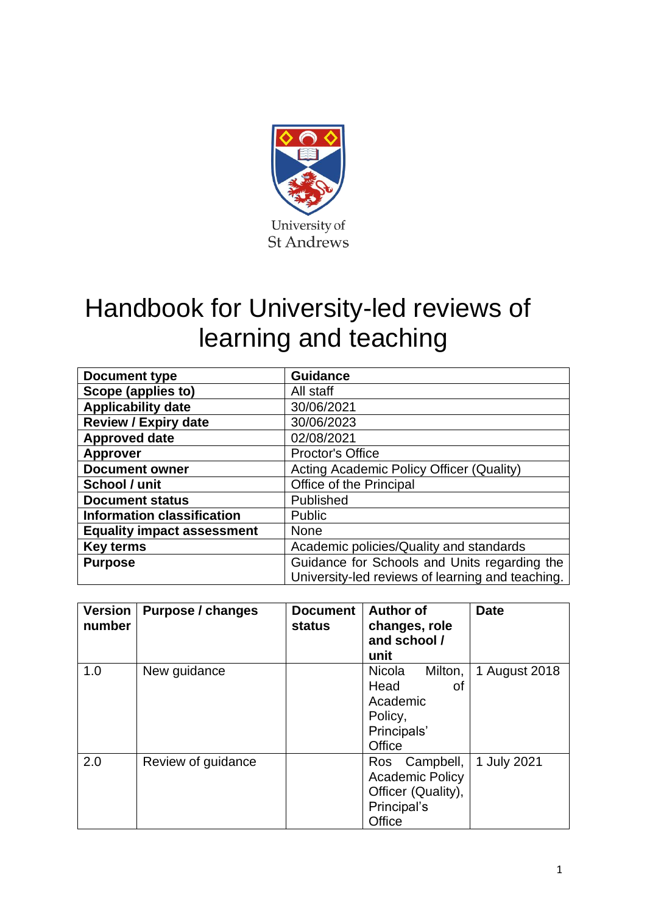University of St Andrews

# Handbook for University-led reviews of learning and teaching

| Document type | Guidance |
|---|---|
| Scope (applies to) | All staff |
| Applicability date | 30/06/2021 |
| Review / Expiry date | 30/06/2023 |
| Approved date | 02/08/2021 |
| Approver | Proctor's Office |
| Document owner | Acting Academic Policy Officer (Quality) |
| School / unit | Office of the Principal |
| Document status | Published |
| Information classification | Public |
| Equality impact assessment | None |
| Key terms | Academic policies/Quality and standards |
| Purpose | Guidance for Schools and Units regarding the University-led reviews of learning and teaching. |

| Version number | Purpose / changes | Document status | Author of changes, role and school / unit | Date |
|---|---|---|---|---|
| 1.0 | New guidance | | Nicola Milton, Head of Academic Policy, Principals' Office | 1 August 2018 |
| 2.0 | Review of guidance | | Ros Campbell, Academic Policy Officer (Quality), Principal's Office | 1 July 2021 |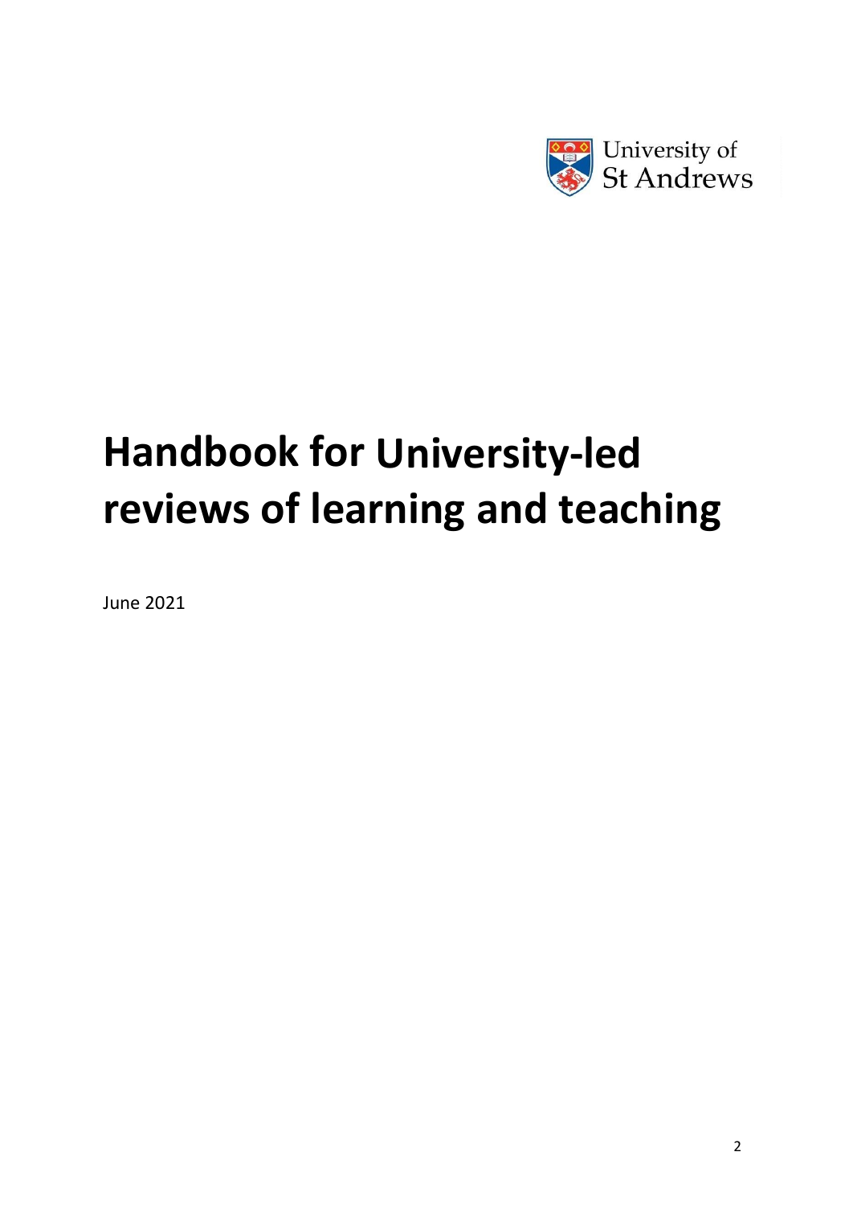University of St Andrews

# Handbook for University-led reviews of learning and teaching

June 2021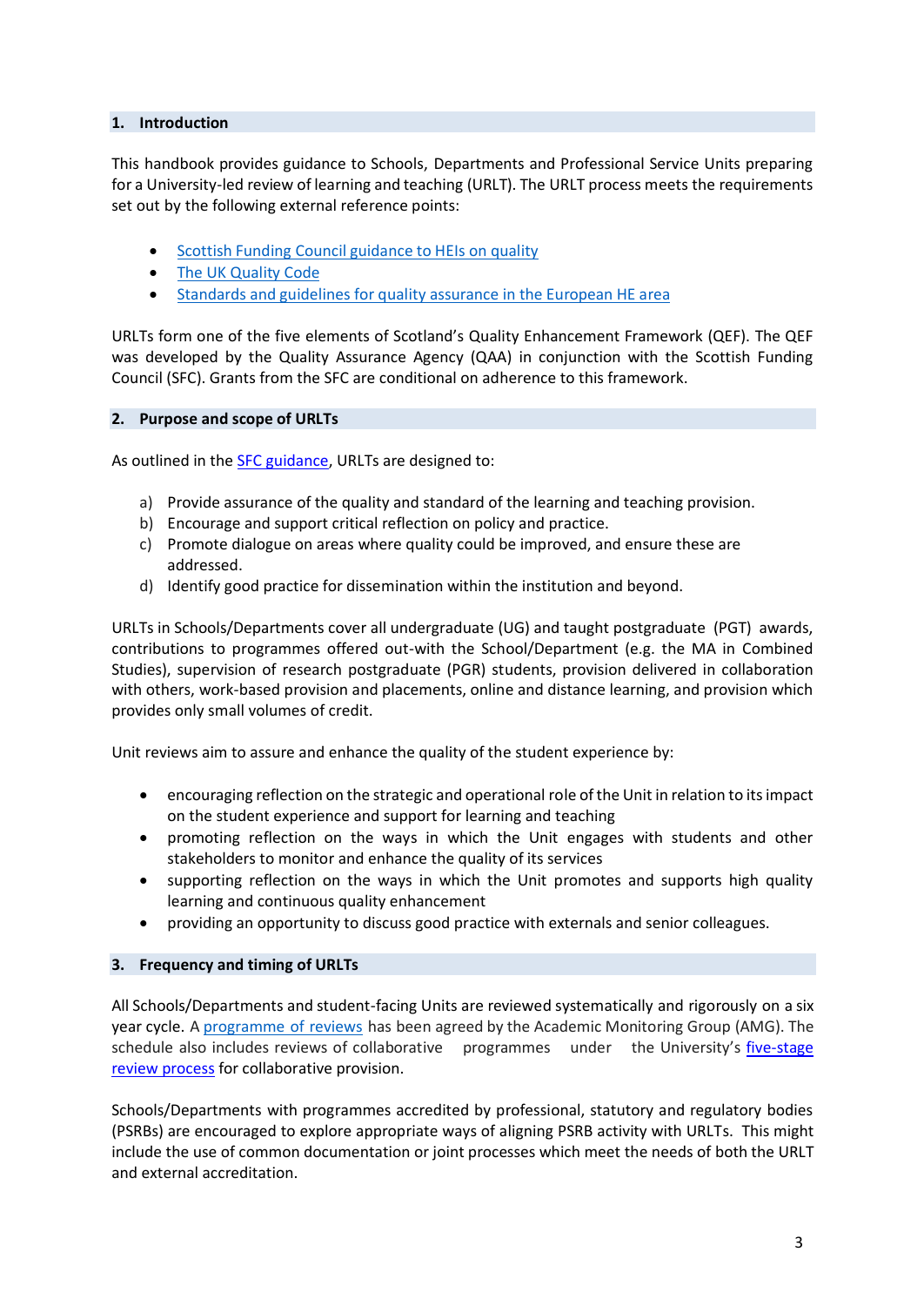## 1. Introduction

This handbook provides guidance to Schools, Departments and Professional Service Units preparing for a University-led review of learning and teaching (URLT). The URLT process meets the requirements set out by the following external reference points:

- Scottish Funding Council guidance to HEIs on quality
- The UK Quality Code
- Standards and guidelines for quality assurance in the European HE area

URLTs form one of the five elements of Scotland's Quality Enhancement Framework (QEF). The QEF was developed by the Quality Assurance Agency (QAA) in conjunction with the Scottish Funding Council (SFC). Grants from the SFC are conditional on adherence to this framework.

## 2. Purpose and scope of URLTs

As outlined in the SFC guidance, URLTs are designed to:

a) Provide assurance of the quality and standard of the learning and teaching provision.
b) Encourage and support critical reflection on policy and practice.
c) Promote dialogue on areas where quality could be improved, and ensure these are addressed.
d) Identify good practice for dissemination within the institution and beyond.

URLTs in Schools/Departments cover all undergraduate (UG) and taught postgraduate (PGT) awards, contributions to programmes offered out-with the School/Department (e.g. the MA in Combined Studies), supervision of research postgraduate (PGR) students, provision delivered in collaboration with others, work-based provision and placements, online and distance learning, and provision which provides only small volumes of credit.

Unit reviews aim to assure and enhance the quality of the student experience by:

- encouraging reflection on the strategic and operational role of the Unit in relation to its impact on the student experience and support for learning and teaching
- promoting reflection on the ways in which the Unit engages with students and other stakeholders to monitor and enhance the quality of its services
- supporting reflection on the ways in which the Unit promotes and supports high quality learning and continuous quality enhancement
- providing an opportunity to discuss good practice with externals and senior colleagues.

## 3. Frequency and timing of URLTs

All Schools/Departments and student-facing Units are reviewed systematically and rigorously on a six year cycle. A programme of reviews has been agreed by the Academic Monitoring Group (AMG). The schedule also includes reviews of collaborative programmes under the University's five-stage review process for collaborative provision.

Schools/Departments with programmes accredited by professional, statutory and regulatory bodies (PSRBs) are encouraged to explore appropriate ways of aligning PSRB activity with URLTs. This might include the use of common documentation or joint processes which meet the needs of both the URLT and external accreditation.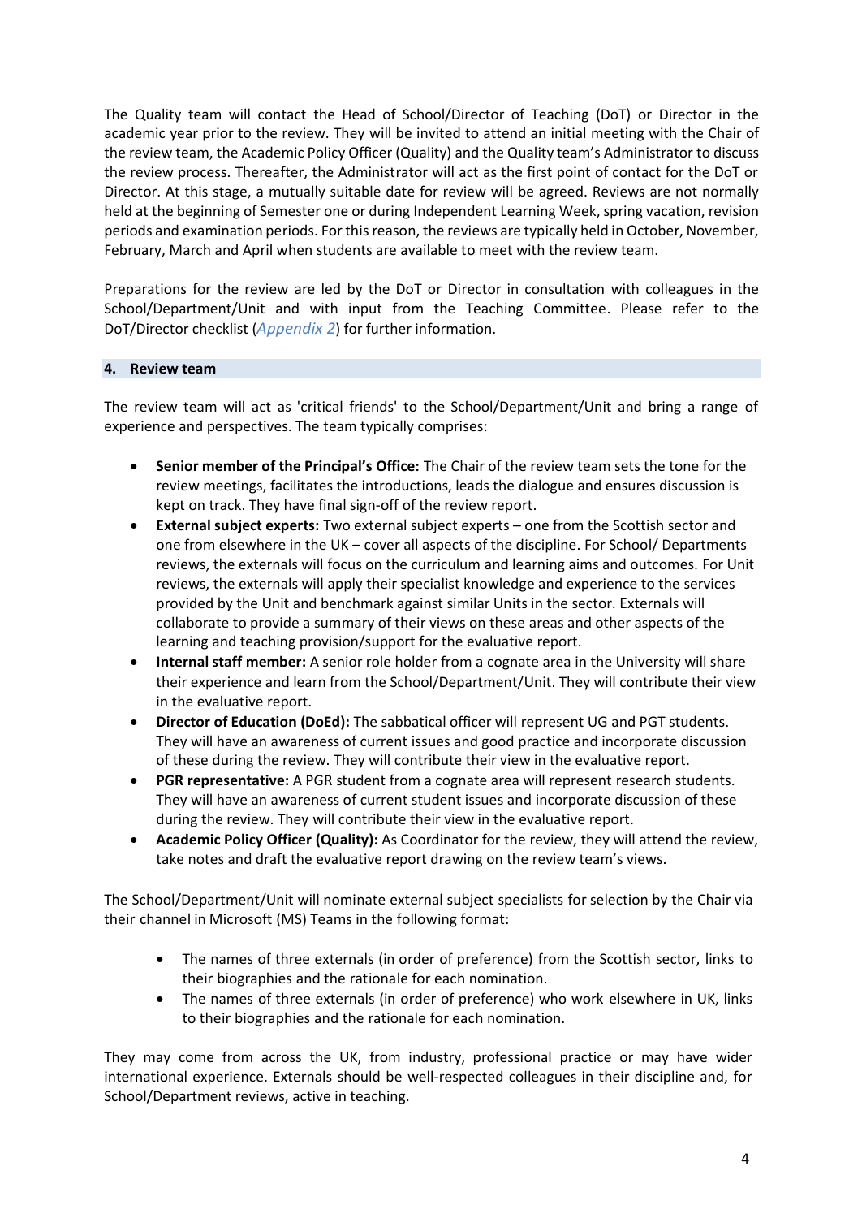The Quality team will contact the Head of School/Director of Teaching (DoT) or Director in the academic year prior to the review. They will be invited to attend an initial meeting with the Chair of the review team, the Academic Policy Officer (Quality) and the Quality team's Administrator to discuss the review process. Thereafter, the Administrator will act as the first point of contact for the DoT or Director. At this stage, a mutually suitable date for review will be agreed. Reviews are not normally held at the beginning of Semester one or during Independent Learning Week, spring vacation, revision periods and examination periods. For this reason, the reviews are typically held in October, November, February, March and April when students are available to meet with the review team.

Preparations for the review are led by the DoT or Director in consultation with colleagues in the School/Department/Unit and with input from the Teaching Committee. Please refer to the DoT/Director checklist (*Appendix 2*) for further information.

## 4. Review team

The review team will act as 'critical friends' to the School/Department/Unit and bring a range of experience and perspectives. The team typically comprises:

- **Senior member of the Principal's Office:** The Chair of the review team sets the tone for the review meetings, facilitates the introductions, leads the dialogue and ensures discussion is kept on track. They have final sign-off of the review report.
- **External subject experts:** Two external subject experts – one from the Scottish sector and one from elsewhere in the UK – cover all aspects of the discipline. For School/ Departments reviews, the externals will focus on the curriculum and learning aims and outcomes. For Unit reviews, the externals will apply their specialist knowledge and experience to the services provided by the Unit and benchmark against similar Units in the sector. Externals will collaborate to provide a summary of their views on these areas and other aspects of the learning and teaching provision/support for the evaluative report.
- **Internal staff member:** A senior role holder from a cognate area in the University will share their experience and learn from the School/Department/Unit. They will contribute their view in the evaluative report.
- **Director of Education (DoEd):** The sabbatical officer will represent UG and PGT students. They will have an awareness of current issues and good practice and incorporate discussion of these during the review. They will contribute their view in the evaluative report.
- **PGR representative:** A PGR student from a cognate area will represent research students. They will have an awareness of current student issues and incorporate discussion of these during the review. They will contribute their view in the evaluative report.
- **Academic Policy Officer (Quality):** As Coordinator for the review, they will attend the review, take notes and draft the evaluative report drawing on the review team's views.

The School/Department/Unit will nominate external subject specialists for selection by the Chair via their channel in Microsoft (MS) Teams in the following format:

- The names of three externals (in order of preference) from the Scottish sector, links to their biographies and the rationale for each nomination.
- The names of three externals (in order of preference) who work elsewhere in UK, links to their biographies and the rationale for each nomination.

They may come from across the UK, from industry, professional practice or may have wider international experience. Externals should be well-respected colleagues in their discipline and, for School/Department reviews, active in teaching.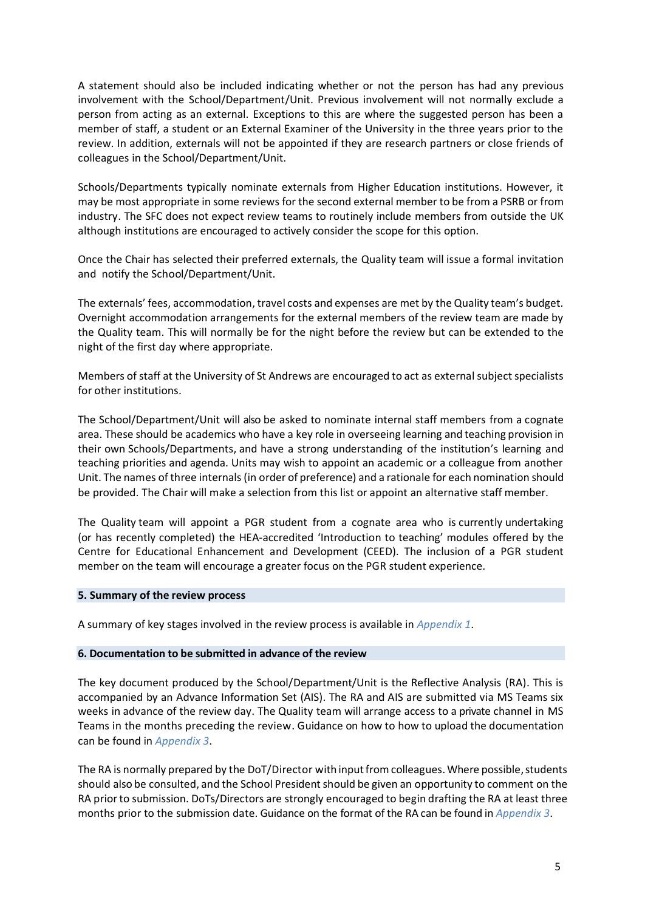A statement should also be included indicating whether or not the person has had any previous involvement with the School/Department/Unit. Previous involvement will not normally exclude a person from acting as an external. Exceptions to this are where the suggested person has been a member of staff, a student or an External Examiner of the University in the three years prior to the review. In addition, externals will not be appointed if they are research partners or close friends of colleagues in the School/Department/Unit.

Schools/Departments typically nominate externals from Higher Education institutions. However, it may be most appropriate in some reviews for the second external member to be from a PSRB or from industry. The SFC does not expect review teams to routinely include members from outside the UK although institutions are encouraged to actively consider the scope for this option.

Once the Chair has selected their preferred externals, the Quality team will issue a formal invitation and notify the School/Department/Unit.

The externals' fees, accommodation, travel costs and expenses are met by the Quality team's budget. Overnight accommodation arrangements for the external members of the review team are made by the Quality team. This will normally be for the night before the review but can be extended to the night of the first day where appropriate.

Members of staff at the University of St Andrews are encouraged to act as external subject specialists for other institutions.

The School/Department/Unit will also be asked to nominate internal staff members from a cognate area. These should be academics who have a key role in overseeing learning and teaching provision in their own Schools/Departments, and have a strong understanding of the institution's learning and teaching priorities and agenda. Units may wish to appoint an academic or a colleague from another Unit. The names of three internals (in order of preference) and a rationale for each nomination should be provided. The Chair will make a selection from this list or appoint an alternative staff member.

The Quality team will appoint a PGR student from a cognate area who is currently undertaking (or has recently completed) the HEA-accredited 'Introduction to teaching' modules offered by the Centre for Educational Enhancement and Development (CEED). The inclusion of a PGR student member on the team will encourage a greater focus on the PGR student experience.

## 5. Summary of the review process

A summary of key stages involved in the review process is available in *Appendix 1*.

## 6. Documentation to be submitted in advance of the review

The key document produced by the School/Department/Unit is the Reflective Analysis (RA). This is accompanied by an Advance Information Set (AIS). The RA and AIS are submitted via MS Teams six weeks in advance of the review day. The Quality team will arrange access to a private channel in MS Teams in the months preceding the review. Guidance on how to how to upload the documentation can be found in *Appendix 3*.

The RA is normally prepared by the DoT/Director with input from colleagues. Where possible, students should also be consulted, and the School President should be given an opportunity to comment on the RA prior to submission. DoTs/Directors are strongly encouraged to begin drafting the RA at least three months prior to the submission date. Guidance on the format of the RA can be found in *Appendix 3*.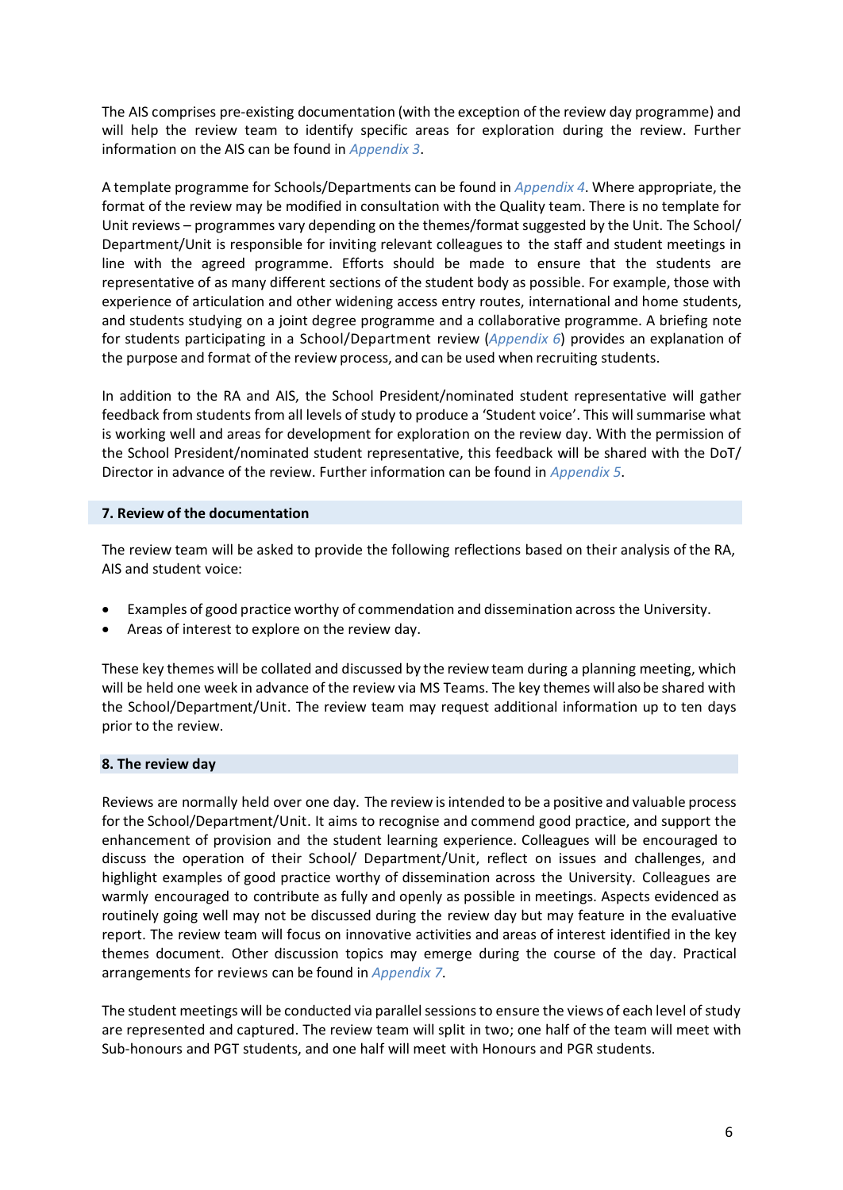The AIS comprises pre-existing documentation (with the exception of the review day programme) and will help the review team to identify specific areas for exploration during the review. Further information on the AIS can be found in *Appendix 3*.

A template programme for Schools/Departments can be found in *Appendix 4*. Where appropriate, the format of the review may be modified in consultation with the Quality team. There is no template for Unit reviews – programmes vary depending on the themes/format suggested by the Unit. The School/ Department/Unit is responsible for inviting relevant colleagues to the staff and student meetings in line with the agreed programme. Efforts should be made to ensure that the students are representative of as many different sections of the student body as possible. For example, those with experience of articulation and other widening access entry routes, international and home students, and students studying on a joint degree programme and a collaborative programme. A briefing note for students participating in a School/Department review (*Appendix 6*) provides an explanation of the purpose and format of the review process, and can be used when recruiting students.

In addition to the RA and AIS, the School President/nominated student representative will gather feedback from students from all levels of study to produce a 'Student voice'. This will summarise what is working well and areas for development for exploration on the review day. With the permission of the School President/nominated student representative, this feedback will be shared with the DoT/ Director in advance of the review. Further information can be found in *Appendix 5*.

## 7. Review of the documentation

The review team will be asked to provide the following reflections based on their analysis of the RA, AIS and student voice:

- Examples of good practice worthy of commendation and dissemination across the University.
- Areas of interest to explore on the review day.

These key themes will be collated and discussed by the review team during a planning meeting, which will be held one week in advance of the review via MS Teams. The key themes will also be shared with the School/Department/Unit. The review team may request additional information up to ten days prior to the review.

## 8. The review day

Reviews are normally held over one day. The review is intended to be a positive and valuable process for the School/Department/Unit. It aims to recognise and commend good practice, and support the enhancement of provision and the student learning experience. Colleagues will be encouraged to discuss the operation of their School/ Department/Unit, reflect on issues and challenges, and highlight examples of good practice worthy of dissemination across the University. Colleagues are warmly encouraged to contribute as fully and openly as possible in meetings. Aspects evidenced as routinely going well may not be discussed during the review day but may feature in the evaluative report. The review team will focus on innovative activities and areas of interest identified in the key themes document. Other discussion topics may emerge during the course of the day. Practical arrangements for reviews can be found in *Appendix 7*.

The student meetings will be conducted via parallel sessions to ensure the views of each level of study are represented and captured. The review team will split in two; one half of the team will meet with Sub-honours and PGT students, and one half will meet with Honours and PGR students.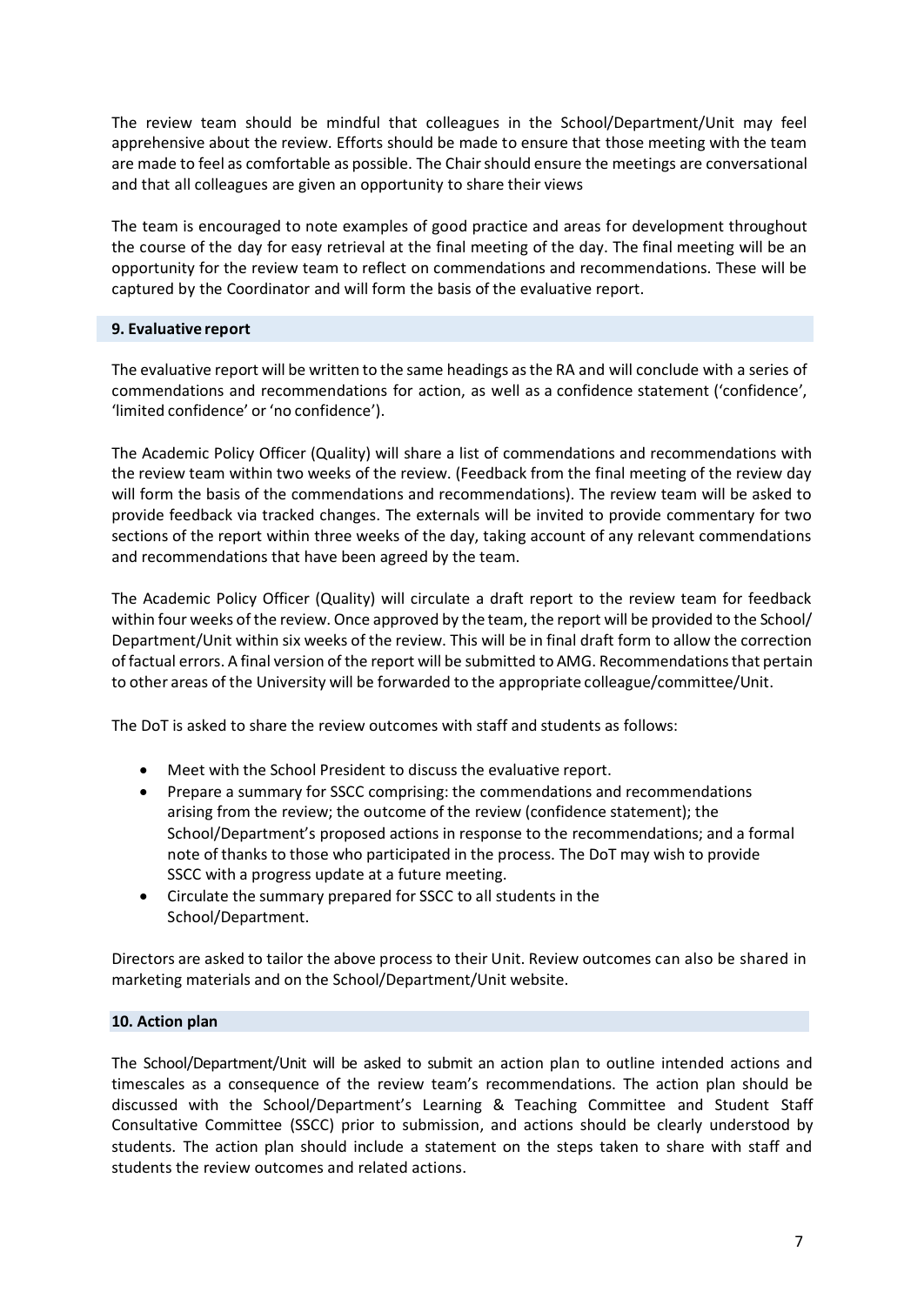The review team should be mindful that colleagues in the School/Department/Unit may feel apprehensive about the review. Efforts should be made to ensure that those meeting with the team are made to feel as comfortable as possible. The Chair should ensure the meetings are conversational and that all colleagues are given an opportunity to share their views

The team is encouraged to note examples of good practice and areas for development throughout the course of the day for easy retrieval at the final meeting of the day. The final meeting will be an opportunity for the review team to reflect on commendations and recommendations. These will be captured by the Coordinator and will form the basis of the evaluative report.

## 9. Evaluative report

The evaluative report will be written to the same headings as the RA and will conclude with a series of commendations and recommendations for action, as well as a confidence statement ('confidence', 'limited confidence' or 'no confidence').

The Academic Policy Officer (Quality) will share a list of commendations and recommendations with the review team within two weeks of the review. (Feedback from the final meeting of the review day will form the basis of the commendations and recommendations). The review team will be asked to provide feedback via tracked changes. The externals will be invited to provide commentary for two sections of the report within three weeks of the day, taking account of any relevant commendations and recommendations that have been agreed by the team.

The Academic Policy Officer (Quality) will circulate a draft report to the review team for feedback within four weeks of the review. Once approved by the team, the report will be provided to the School/ Department/Unit within six weeks of the review. This will be in final draft form to allow the correction of factual errors. A final version of the report will be submitted to AMG. Recommendations that pertain to other areas of the University will be forwarded to the appropriate colleague/committee/Unit.

The DoT is asked to share the review outcomes with staff and students as follows:

- Meet with the School President to discuss the evaluative report.
- Prepare a summary for SSCC comprising: the commendations and recommendations arising from the review; the outcome of the review (confidence statement); the School/Department's proposed actions in response to the recommendations; and a formal note of thanks to those who participated in the process. The DoT may wish to provide SSCC with a progress update at a future meeting.
- Circulate the summary prepared for SSCC to all students in the School/Department.

Directors are asked to tailor the above process to their Unit. Review outcomes can also be shared in marketing materials and on the School/Department/Unit website.

## 10. Action plan

The School/Department/Unit will be asked to submit an action plan to outline intended actions and timescales as a consequence of the review team's recommendations. The action plan should be discussed with the School/Department's Learning & Teaching Committee and Student Staff Consultative Committee (SSCC) prior to submission, and actions should be clearly understood by students. The action plan should include a statement on the steps taken to share with staff and students the review outcomes and related actions.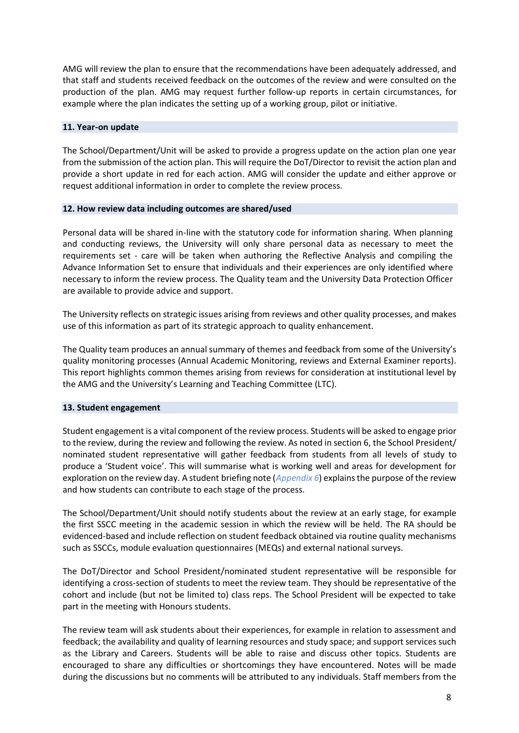AMG will review the plan to ensure that the recommendations have been adequately addressed, and that staff and students received feedback on the outcomes of the review and were consulted on the production of the plan. AMG may request further follow-up reports in certain circumstances, for example where the plan indicates the setting up of a working group, pilot or initiative.

## 11. Year-on update

The School/Department/Unit will be asked to provide a progress update on the action plan one year from the submission of the action plan. This will require the DoT/Director to revisit the action plan and provide a short update in red for each action. AMG will consider the update and either approve or request additional information in order to complete the review process.

## 12. How review data including outcomes are shared/used

Personal data will be shared in-line with the statutory code for information sharing. When planning and conducting reviews, the University will only share personal data as necessary to meet the requirements set - care will be taken when authoring the Reflective Analysis and compiling the Advance Information Set to ensure that individuals and their experiences are only identified where necessary to inform the review process. The Quality team and the University Data Protection Officer are available to provide advice and support.

The University reflects on strategic issues arising from reviews and other quality processes, and makes use of this information as part of its strategic approach to quality enhancement.

The Quality team produces an annual summary of themes and feedback from some of the University's quality monitoring processes (Annual Academic Monitoring, reviews and External Examiner reports). This report highlights common themes arising from reviews for consideration at institutional level by the AMG and the University's Learning and Teaching Committee (LTC).

## 13. Student engagement

Student engagement is a vital component of the review process. Students will be asked to engage prior to the review, during the review and following the review. As noted in section 6, the School President/ nominated student representative will gather feedback from students from all levels of study to produce a 'Student voice'. This will summarise what is working well and areas for development for exploration on the review day. A student briefing note (*Appendix 6*) explains the purpose of the review and how students can contribute to each stage of the process.

The School/Department/Unit should notify students about the review at an early stage, for example the first SSCC meeting in the academic session in which the review will be held. The RA should be evidenced-based and include reflection on student feedback obtained via routine quality mechanisms such as SSCCs, module evaluation questionnaires (MEQs) and external national surveys.

The DoT/Director and School President/nominated student representative will be responsible for identifying a cross-section of students to meet the review team. They should be representative of the cohort and include (but not be limited to) class reps. The School President will be expected to take part in the meeting with Honours students.

The review team will ask students about their experiences, for example in relation to assessment and feedback; the availability and quality of learning resources and study space; and support services such as the Library and Careers. Students will be able to raise and discuss other topics. Students are encouraged to share any difficulties or shortcomings they have encountered. Notes will be made during the discussions but no comments will be attributed to any individuals. Staff members from the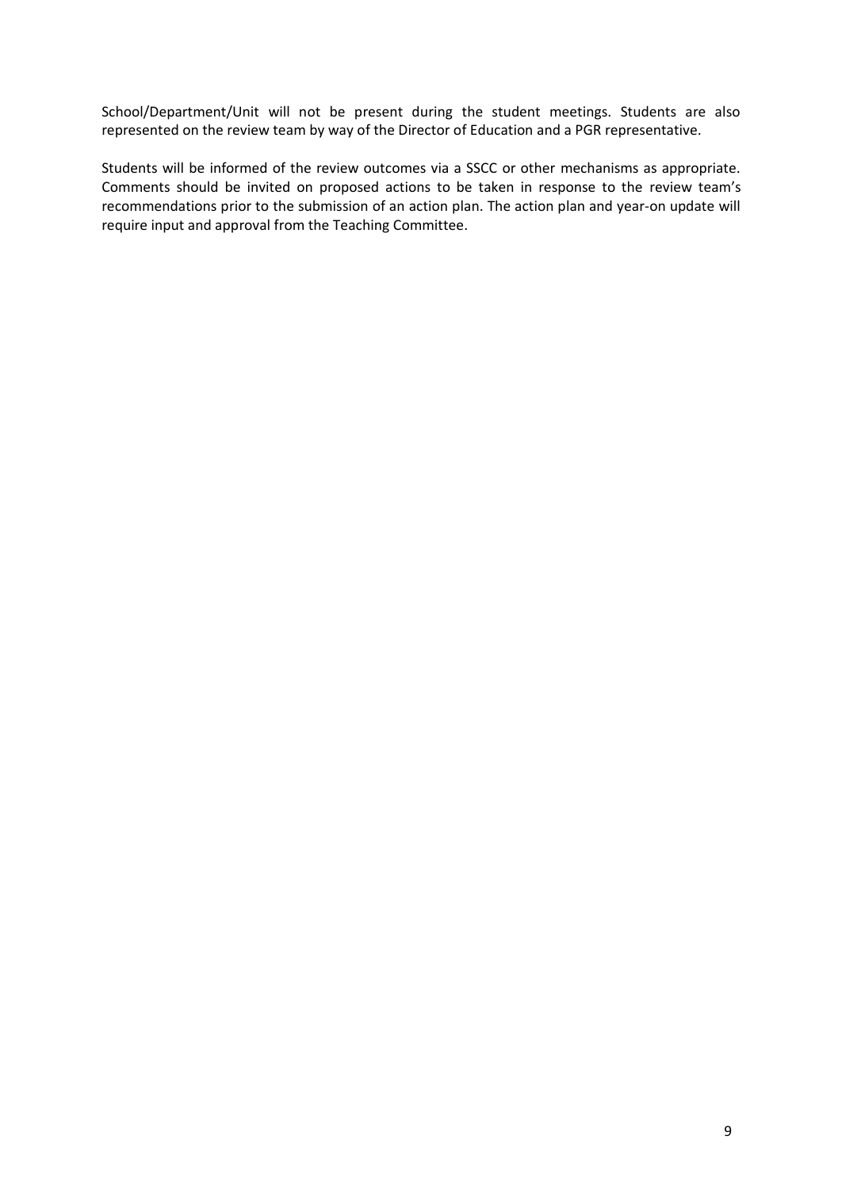School/Department/Unit will not be present during the student meetings. Students are also represented on the review team by way of the Director of Education and a PGR representative.

Students will be informed of the review outcomes via a SSCC or other mechanisms as appropriate. Comments should be invited on proposed actions to be taken in response to the review team's recommendations prior to the submission of an action plan. The action plan and year-on update will require input and approval from the Teaching Committee.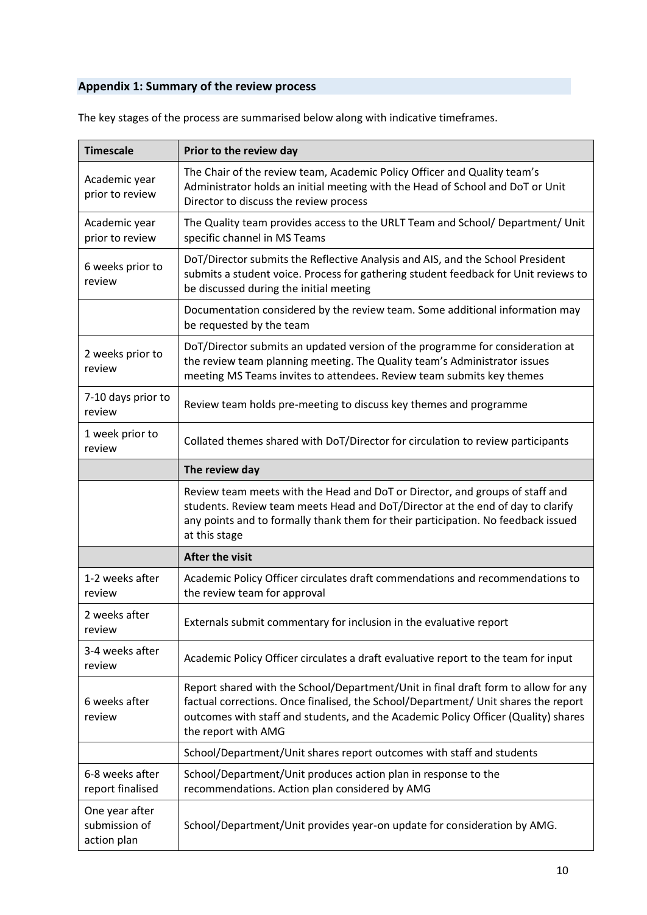## Appendix 1: Summary of the review process

The key stages of the process are summarised below along with indicative timeframes.

| Timescale | Prior to the review day |
|---|---|
| Academic year prior to review | The Chair of the review team, Academic Policy Officer and Quality team's Administrator holds an initial meeting with the Head of School and DoT or Unit Director to discuss the review process |
| Academic year prior to review | The Quality team provides access to the URLT Team and School/ Department/ Unit specific channel in MS Teams |
| 6 weeks prior to review | DoT/Director submits the Reflective Analysis and AIS, and the School President submits a student voice. Process for gathering student feedback for Unit reviews to be discussed during the initial meeting |
| | Documentation considered by the review team. Some additional information may be requested by the team |
| 2 weeks prior to review | DoT/Director submits an updated version of the programme for consideration at the review team planning meeting. The Quality team's Administrator issues meeting MS Teams invites to attendees. Review team submits key themes |
| 7-10 days prior to review | Review team holds pre-meeting to discuss key themes and programme |
| 1 week prior to review | Collated themes shared with DoT/Director for circulation to review participants |
| | **The review day** |
| | Review team meets with the Head and DoT or Director, and groups of staff and students. Review team meets Head and DoT/Director at the end of day to clarify any points and to formally thank them for their participation. No feedback issued at this stage |
| | **After the visit** |
| 1-2 weeks after review | Academic Policy Officer circulates draft commendations and recommendations to the review team for approval |
| 2 weeks after review | Externals submit commentary for inclusion in the evaluative report |
| 3-4 weeks after review | Academic Policy Officer circulates a draft evaluative report to the team for input |
| 6 weeks after review | Report shared with the School/Department/Unit in final draft form to allow for any factual corrections. Once finalised, the School/Department/ Unit shares the report outcomes with staff and students, and the Academic Policy Officer (Quality) shares the report with AMG |
| | School/Department/Unit shares report outcomes with staff and students |
| 6-8 weeks after report finalised | School/Department/Unit produces action plan in response to the recommendations. Action plan considered by AMG |
| One year after submission of action plan | School/Department/Unit provides year-on update for consideration by AMG. |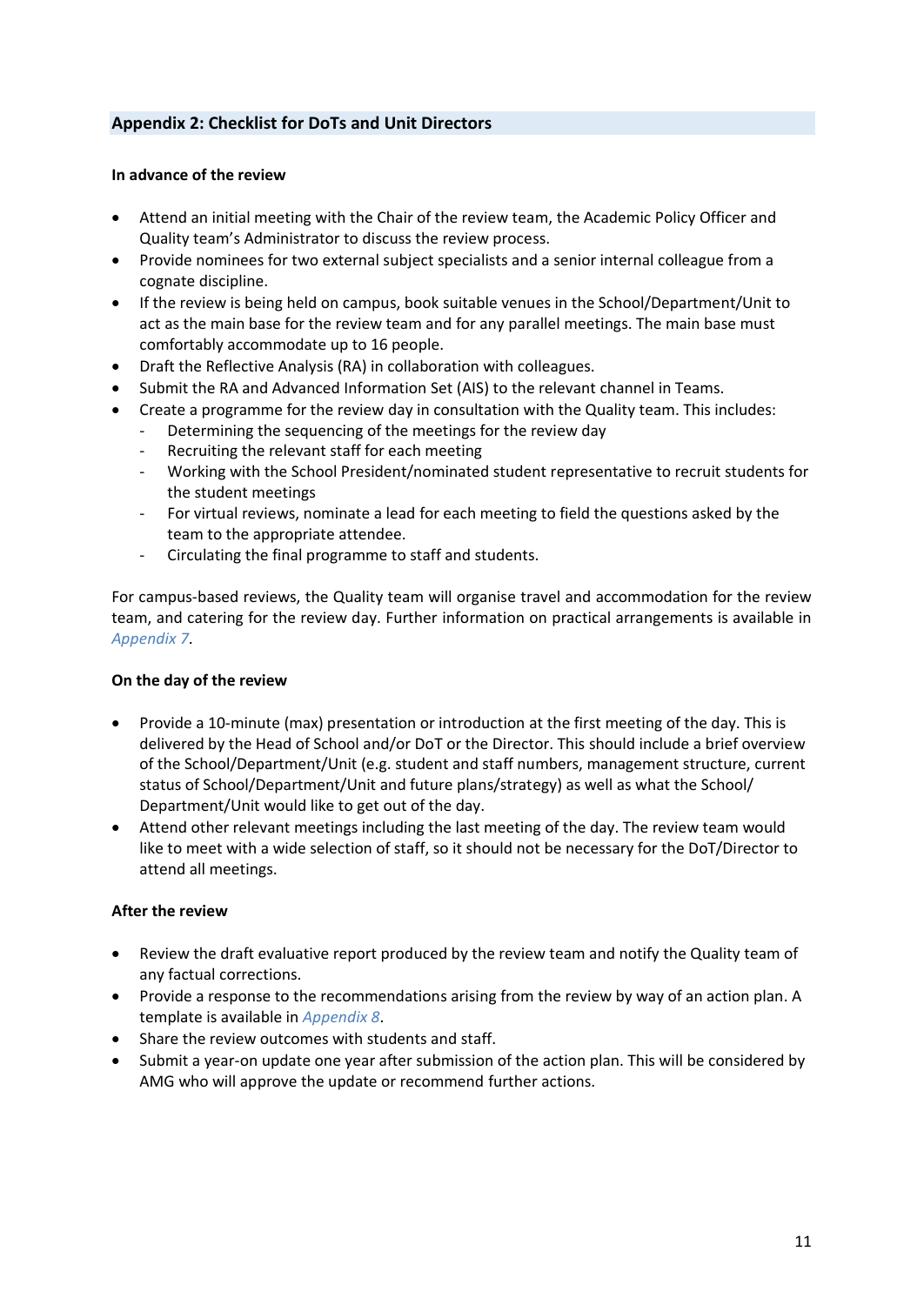## Appendix 2: Checklist for DoTs and Unit Directors

**In advance of the review**

- Attend an initial meeting with the Chair of the review team, the Academic Policy Officer and Quality team's Administrator to discuss the review process.
- Provide nominees for two external subject specialists and a senior internal colleague from a cognate discipline.
- If the review is being held on campus, book suitable venues in the School/Department/Unit to act as the main base for the review team and for any parallel meetings. The main base must comfortably accommodate up to 16 people.
- Draft the Reflective Analysis (RA) in collaboration with colleagues.
- Submit the RA and Advanced Information Set (AIS) to the relevant channel in Teams.
- Create a programme for the review day in consultation with the Quality team. This includes:
  - Determining the sequencing of the meetings for the review day
  - Recruiting the relevant staff for each meeting
  - Working with the School President/nominated student representative to recruit students for the student meetings
  - For virtual reviews, nominate a lead for each meeting to field the questions asked by the team to the appropriate attendee.
  - Circulating the final programme to staff and students.

For campus-based reviews, the Quality team will organise travel and accommodation for the review team, and catering for the review day. Further information on practical arrangements is available in *Appendix 7*.

**On the day of the review**

- Provide a 10-minute (max) presentation or introduction at the first meeting of the day. This is delivered by the Head of School and/or DoT or the Director. This should include a brief overview of the School/Department/Unit (e.g. student and staff numbers, management structure, current status of School/Department/Unit and future plans/strategy) as well as what the School/ Department/Unit would like to get out of the day.
- Attend other relevant meetings including the last meeting of the day. The review team would like to meet with a wide selection of staff, so it should not be necessary for the DoT/Director to attend all meetings.

**After the review**

- Review the draft evaluative report produced by the review team and notify the Quality team of any factual corrections.
- Provide a response to the recommendations arising from the review by way of an action plan. A template is available in *Appendix 8*.
- Share the review outcomes with students and staff.
- Submit a year-on update one year after submission of the action plan. This will be considered by AMG who will approve the update or recommend further actions.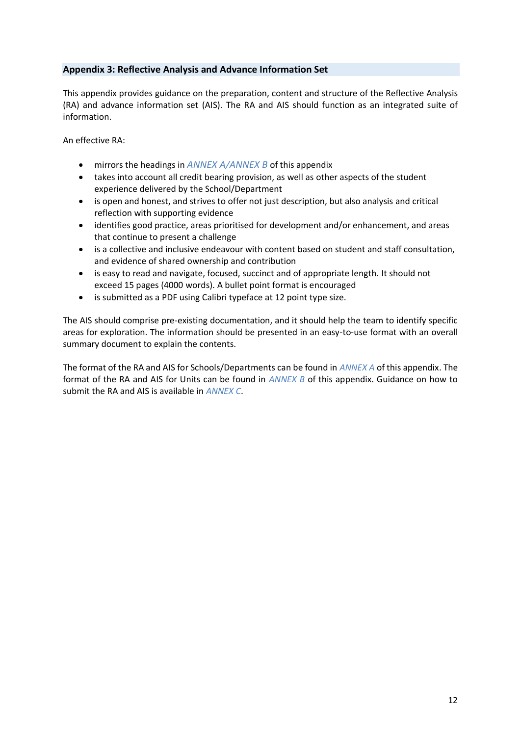## Appendix 3: Reflective Analysis and Advance Information Set

This appendix provides guidance on the preparation, content and structure of the Reflective Analysis (RA) and advance information set (AIS). The RA and AIS should function as an integrated suite of information.

An effective RA:

- mirrors the headings in *ANNEX A/ANNEX B* of this appendix
- takes into account all credit bearing provision, as well as other aspects of the student experience delivered by the School/Department
- is open and honest, and strives to offer not just description, but also analysis and critical reflection with supporting evidence
- identifies good practice, areas prioritised for development and/or enhancement, and areas that continue to present a challenge
- is a collective and inclusive endeavour with content based on student and staff consultation, and evidence of shared ownership and contribution
- is easy to read and navigate, focused, succinct and of appropriate length. It should not exceed 15 pages (4000 words). A bullet point format is encouraged
- is submitted as a PDF using Calibri typeface at 12 point type size.

The AIS should comprise pre-existing documentation, and it should help the team to identify specific areas for exploration. The information should be presented in an easy-to-use format with an overall summary document to explain the contents.

The format of the RA and AIS for Schools/Departments can be found in *ANNEX A* of this appendix. The format of the RA and AIS for Units can be found in *ANNEX B* of this appendix. Guidance on how to submit the RA and AIS is available in *ANNEX C*.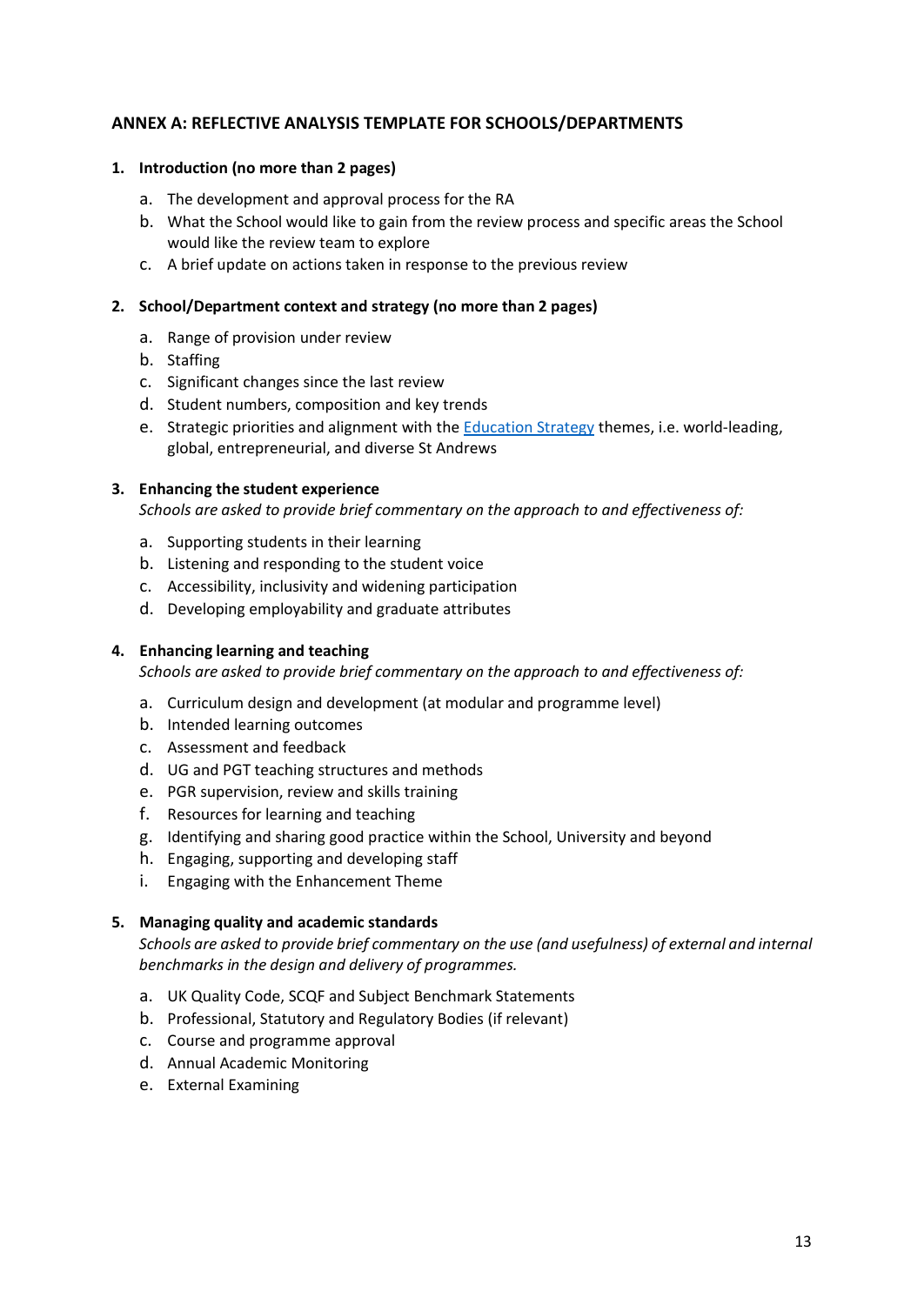## ANNEX A: REFLECTIVE ANALYSIS TEMPLATE FOR SCHOOLS/DEPARTMENTS

### 1. Introduction (no more than 2 pages)

a. The development and approval process for the RA
b. What the School would like to gain from the review process and specific areas the School would like the review team to explore
c. A brief update on actions taken in response to the previous review

### 2. School/Department context and strategy (no more than 2 pages)

a. Range of provision under review
b. Staffing
c. Significant changes since the last review
d. Student numbers, composition and key trends
e. Strategic priorities and alignment with the Education Strategy themes, i.e. world-leading, global, entrepreneurial, and diverse St Andrews

### 3. Enhancing the student experience

*Schools are asked to provide brief commentary on the approach to and effectiveness of:*

a. Supporting students in their learning
b. Listening and responding to the student voice
c. Accessibility, inclusivity and widening participation
d. Developing employability and graduate attributes

### 4. Enhancing learning and teaching

*Schools are asked to provide brief commentary on the approach to and effectiveness of:*

a. Curriculum design and development (at modular and programme level)
b. Intended learning outcomes
c. Assessment and feedback
d. UG and PGT teaching structures and methods
e. PGR supervision, review and skills training
f. Resources for learning and teaching
g. Identifying and sharing good practice within the School, University and beyond
h. Engaging, supporting and developing staff
i. Engaging with the Enhancement Theme

### 5. Managing quality and academic standards

*Schools are asked to provide brief commentary on the use (and usefulness) of external and internal benchmarks in the design and delivery of programmes.*

a. UK Quality Code, SCQF and Subject Benchmark Statements
b. Professional, Statutory and Regulatory Bodies (if relevant)
c. Course and programme approval
d. Annual Academic Monitoring
e. External Examining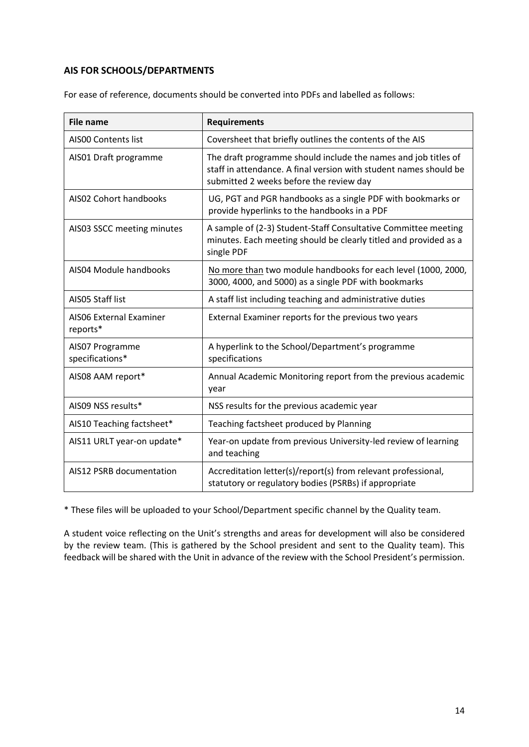## AIS FOR SCHOOLS/DEPARTMENTS

For ease of reference, documents should be converted into PDFs and labelled as follows:

| File name | Requirements |
|---|---|
| AIS00 Contents list | Coversheet that briefly outlines the contents of the AIS |
| AIS01 Draft programme | The draft programme should include the names and job titles of staff in attendance. A final version with student names should be submitted 2 weeks before the review day |
| AIS02 Cohort handbooks | UG, PGT and PGR handbooks as a single PDF with bookmarks or provide hyperlinks to the handbooks in a PDF |
| AIS03 SSCC meeting minutes | A sample of (2-3) Student-Staff Consultative Committee meeting minutes. Each meeting should be clearly titled and provided as a single PDF |
| AIS04 Module handbooks | No more than two module handbooks for each level (1000, 2000, 3000, 4000, and 5000) as a single PDF with bookmarks |
| AIS05 Staff list | A staff list including teaching and administrative duties |
| AIS06 External Examiner reports* | External Examiner reports for the previous two years |
| AIS07 Programme specifications* | A hyperlink to the School/Department's programme specifications |
| AIS08 AAM report* | Annual Academic Monitoring report from the previous academic year |
| AIS09 NSS results* | NSS results for the previous academic year |
| AIS10 Teaching factsheet* | Teaching factsheet produced by Planning |
| AIS11 URLT year-on update* | Year-on update from previous University-led review of learning and teaching |
| AIS12 PSRB documentation | Accreditation letter(s)/report(s) from relevant professional, statutory or regulatory bodies (PSRBs) if appropriate |

* These files will be uploaded to your School/Department specific channel by the Quality team.

A student voice reflecting on the Unit's strengths and areas for development will also be considered by the review team. (This is gathered by the School president and sent to the Quality team). This feedback will be shared with the Unit in advance of the review with the School President's permission.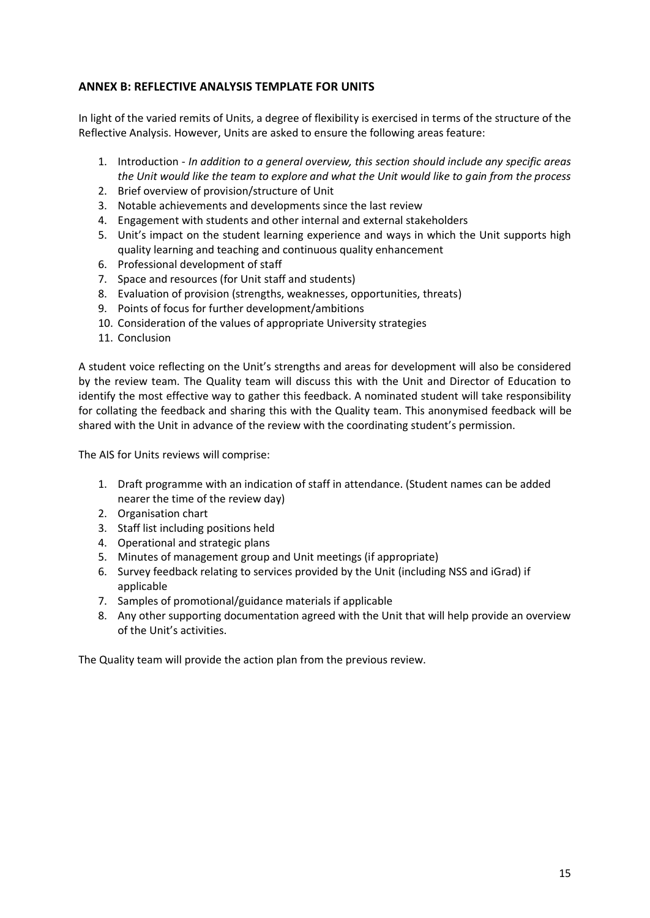## ANNEX B: REFLECTIVE ANALYSIS TEMPLATE FOR UNITS

In light of the varied remits of Units, a degree of flexibility is exercised in terms of the structure of the Reflective Analysis. However, Units are asked to ensure the following areas feature:

1. Introduction - *In addition to a general overview, this section should include any specific areas the Unit would like the team to explore and what the Unit would like to gain from the process*
2. Brief overview of provision/structure of Unit
3. Notable achievements and developments since the last review
4. Engagement with students and other internal and external stakeholders
5. Unit's impact on the student learning experience and ways in which the Unit supports high quality learning and teaching and continuous quality enhancement
6. Professional development of staff
7. Space and resources (for Unit staff and students)
8. Evaluation of provision (strengths, weaknesses, opportunities, threats)
9. Points of focus for further development/ambitions
10. Consideration of the values of appropriate University strategies
11. Conclusion

A student voice reflecting on the Unit's strengths and areas for development will also be considered by the review team. The Quality team will discuss this with the Unit and Director of Education to identify the most effective way to gather this feedback. A nominated student will take responsibility for collating the feedback and sharing this with the Quality team. This anonymised feedback will be shared with the Unit in advance of the review with the coordinating student's permission.

The AIS for Units reviews will comprise:

1. Draft programme with an indication of staff in attendance. (Student names can be added nearer the time of the review day)
2. Organisation chart
3. Staff list including positions held
4. Operational and strategic plans
5. Minutes of management group and Unit meetings (if appropriate)
6. Survey feedback relating to services provided by the Unit (including NSS and iGrad) if applicable
7. Samples of promotional/guidance materials if applicable
8. Any other supporting documentation agreed with the Unit that will help provide an overview of the Unit's activities.

The Quality team will provide the action plan from the previous review.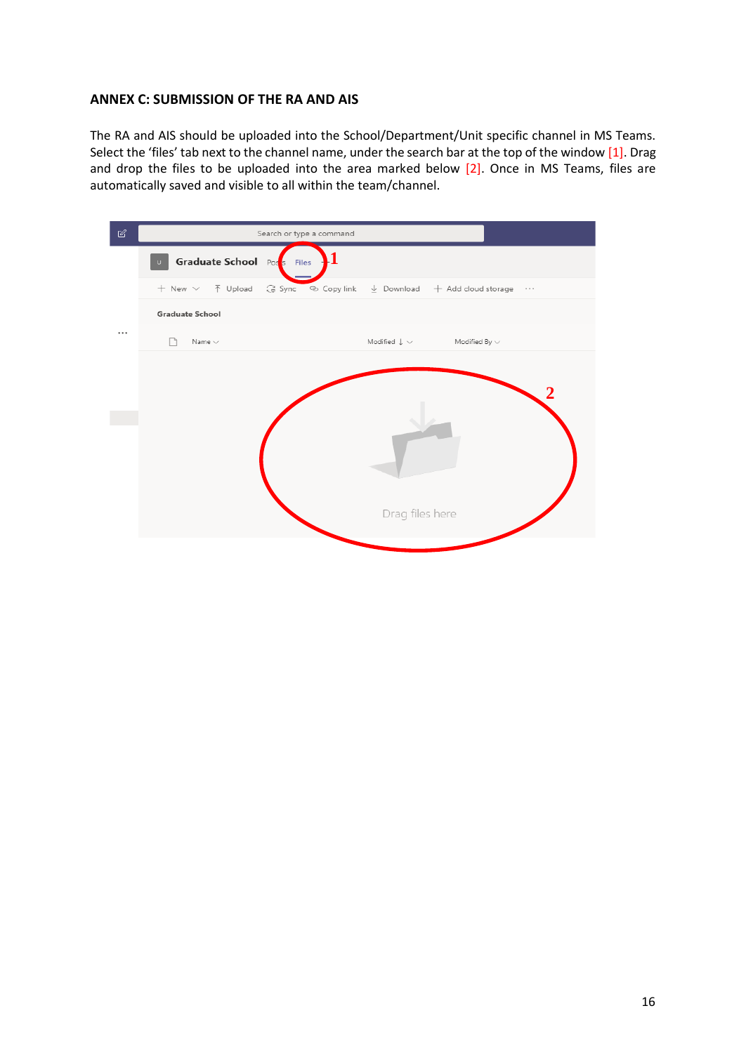**ANNEX C: SUBMISSION OF THE RA AND AIS**

The RA and AIS should be uploaded into the School/Department/Unit specific channel in MS Teams. Select the 'files' tab next to the channel name, under the search bar at the top of the window [1]. Drag and drop the files to be uploaded into the area marked below [2]. Once in MS Teams, files are automatically saved and visible to all within the team/channel.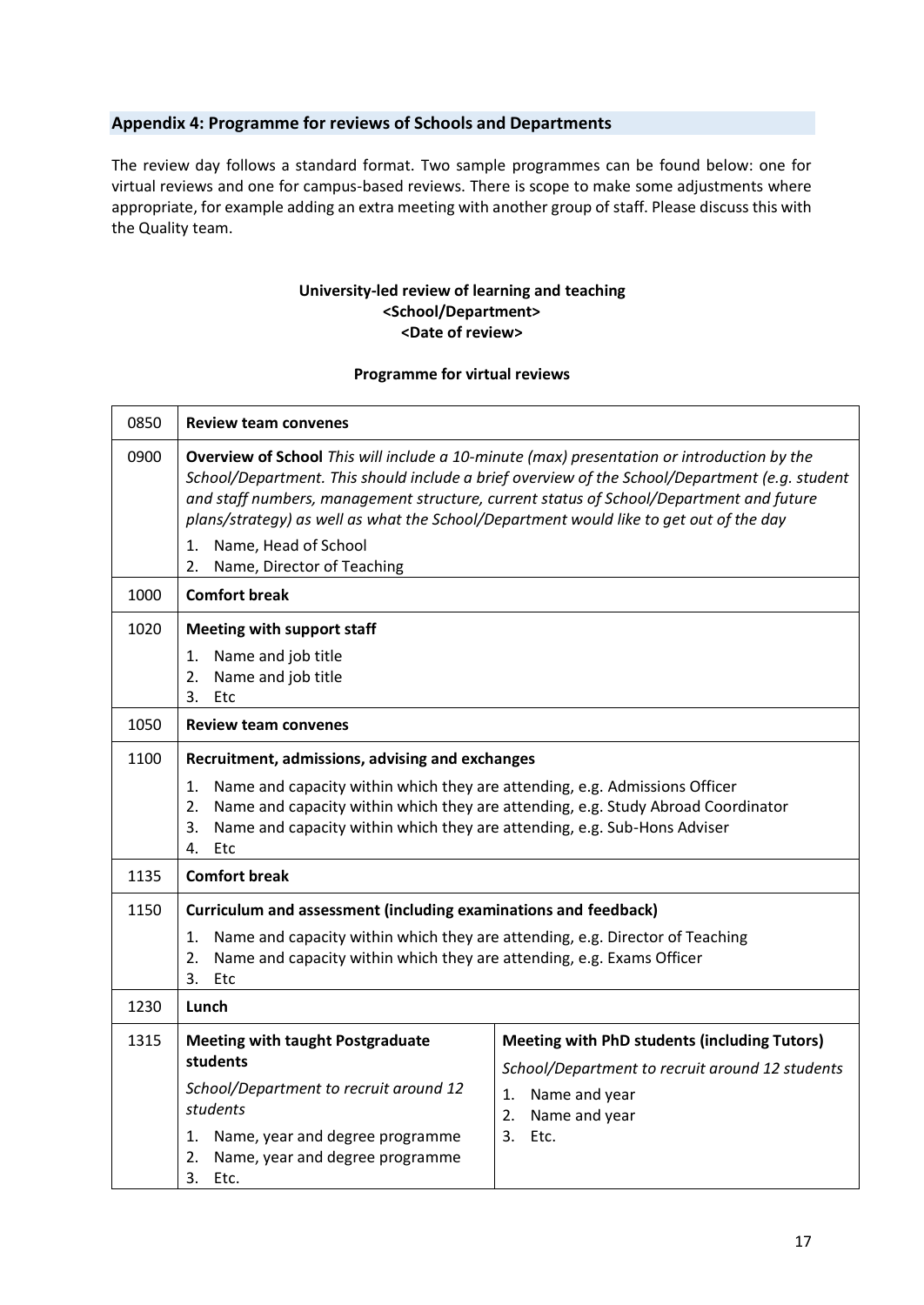## Appendix 4: Programme for reviews of Schools and Departments

The review day follows a standard format. Two sample programmes can be found below: one for virtual reviews and one for campus-based reviews. There is scope to make some adjustments where appropriate, for example adding an extra meeting with another group of staff. Please discuss this with the Quality team.

**University-led review of learning and teaching**
**<School/Department>**
**<Date of review>**

**Programme for virtual reviews**

| | | |
|---|---|---|
| 0850 | **Review team convenes** | |
| 0900 | **Overview of School** *This will include a 10-minute (max) presentation or introduction by the School/Department. This should include a brief overview of the School/Department (e.g. student and staff numbers, management structure, current status of School/Department and future plans/strategy) as well as what the School/Department would like to get out of the day*<br>1. Name, Head of School<br>2. Name, Director of Teaching | |
| 1000 | **Comfort break** | |
| 1020 | **Meeting with support staff**<br>1. Name and job title<br>2. Name and job title<br>3. Etc | |
| 1050 | **Review team convenes** | |
| 1100 | **Recruitment, admissions, advising and exchanges**<br>1. Name and capacity within which they are attending, e.g. Admissions Officer<br>2. Name and capacity within which they are attending, e.g. Study Abroad Coordinator<br>3. Name and capacity within which they are attending, e.g. Sub-Hons Adviser<br>4. Etc | |
| 1135 | **Comfort break** | |
| 1150 | **Curriculum and assessment (including examinations and feedback)**<br>1. Name and capacity within which they are attending, e.g. Director of Teaching<br>2. Name and capacity within which they are attending, e.g. Exams Officer<br>3. Etc | |
| 1230 | **Lunch** | |
| 1315 | **Meeting with taught Postgraduate students**<br>*School/Department to recruit around 12 students*<br>1. Name, year and degree programme<br>2. Name, year and degree programme<br>3. Etc. | **Meeting with PhD students (including Tutors)**<br>*School/Department to recruit around 12 students*<br>1. Name and year<br>2. Name and year<br>3. Etc. |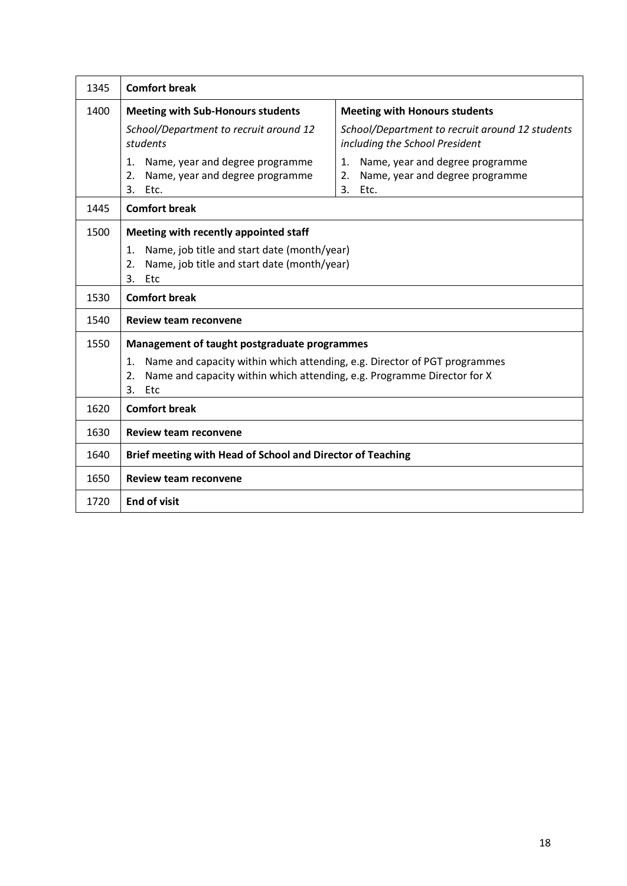| 1345 | **Comfort break** | |
|---|---|---|
| 1400 | **Meeting with Sub-Honours students**<br>*School/Department to recruit around 12 students*<br>1. Name, year and degree programme<br>2. Name, year and degree programme<br>3. Etc. | **Meeting with Honours students**<br>*School/Department to recruit around 12 students including the School President*<br>1. Name, year and degree programme<br>2. Name, year and degree programme<br>3. Etc. |
| 1445 | **Comfort break** | |
| 1500 | **Meeting with recently appointed staff**<br>1. Name, job title and start date (month/year)<br>2. Name, job title and start date (month/year)<br>3. Etc | |
| 1530 | **Comfort break** | |
| 1540 | **Review team reconvene** | |
| 1550 | **Management of taught postgraduate programmes**<br>1. Name and capacity within which attending, e.g. Director of PGT programmes<br>2. Name and capacity within which attending, e.g. Programme Director for X<br>3. Etc | |
| 1620 | **Comfort break** | |
| 1630 | **Review team reconvene** | |
| 1640 | **Brief meeting with Head of School and Director of Teaching** | |
| 1650 | **Review team reconvene** | |
| 1720 | **End of visit** | |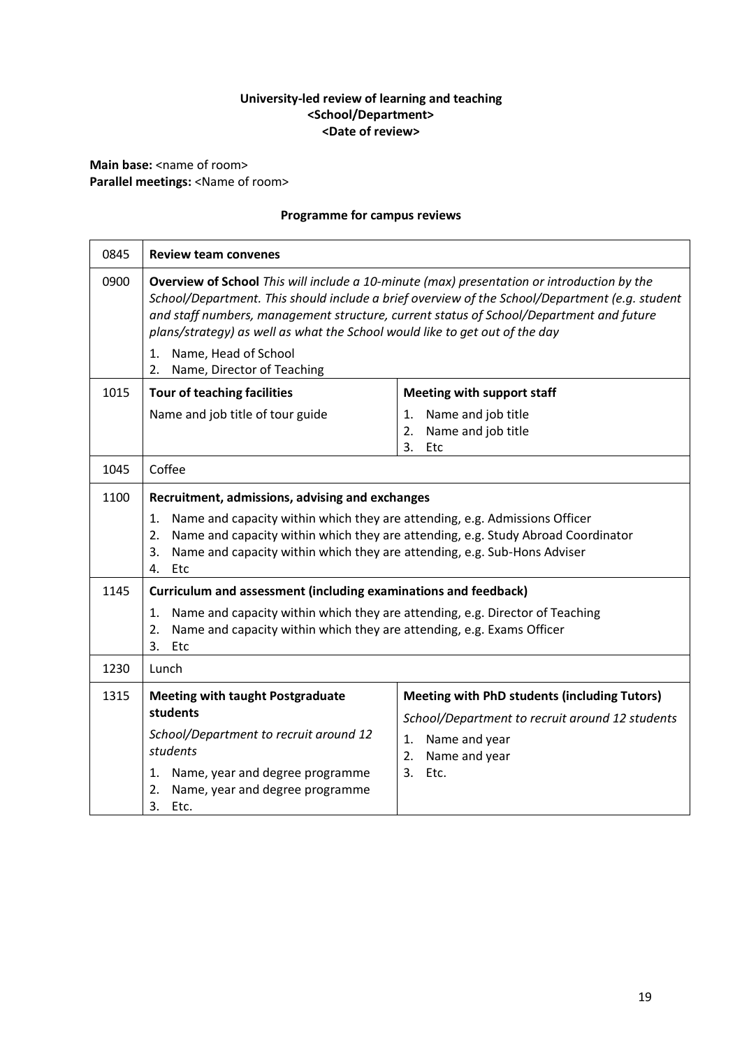**University-led review of learning and teaching**
**<School/Department>**
**<Date of review>**

**Main base:** <name of room>
**Parallel meetings:** <Name of room>

**Programme for campus reviews**

| Time | Session | |
|---|---|---|
| 0845 | **Review team convenes** | |
| 0900 | **Overview of School** *This will include a 10-minute (max) presentation or introduction by the School/Department. This should include a brief overview of the School/Department (e.g. student and staff numbers, management structure, current status of School/Department and future plans/strategy) as well as what the School would like to get out of the day*<br>1. Name, Head of School<br>2. Name, Director of Teaching | |
| 1015 | **Tour of teaching facilities**<br>Name and job title of tour guide | **Meeting with support staff**<br>1. Name and job title<br>2. Name and job title<br>3. Etc |
| 1045 | Coffee | |
| 1100 | **Recruitment, admissions, advising and exchanges**<br>1. Name and capacity within which they are attending, e.g. Admissions Officer<br>2. Name and capacity within which they are attending, e.g. Study Abroad Coordinator<br>3. Name and capacity within which they are attending, e.g. Sub-Hons Adviser<br>4. Etc | |
| 1145 | **Curriculum and assessment (including examinations and feedback)**<br>1. Name and capacity within which they are attending, e.g. Director of Teaching<br>2. Name and capacity within which they are attending, e.g. Exams Officer<br>3. Etc | |
| 1230 | Lunch | |
| 1315 | **Meeting with taught Postgraduate students**<br>*School/Department to recruit around 12 students*<br>1. Name, year and degree programme<br>2. Name, year and degree programme<br>3. Etc. | **Meeting with PhD students (including Tutors)**<br>*School/Department to recruit around 12 students*<br>1. Name and year<br>2. Name and year<br>3. Etc. |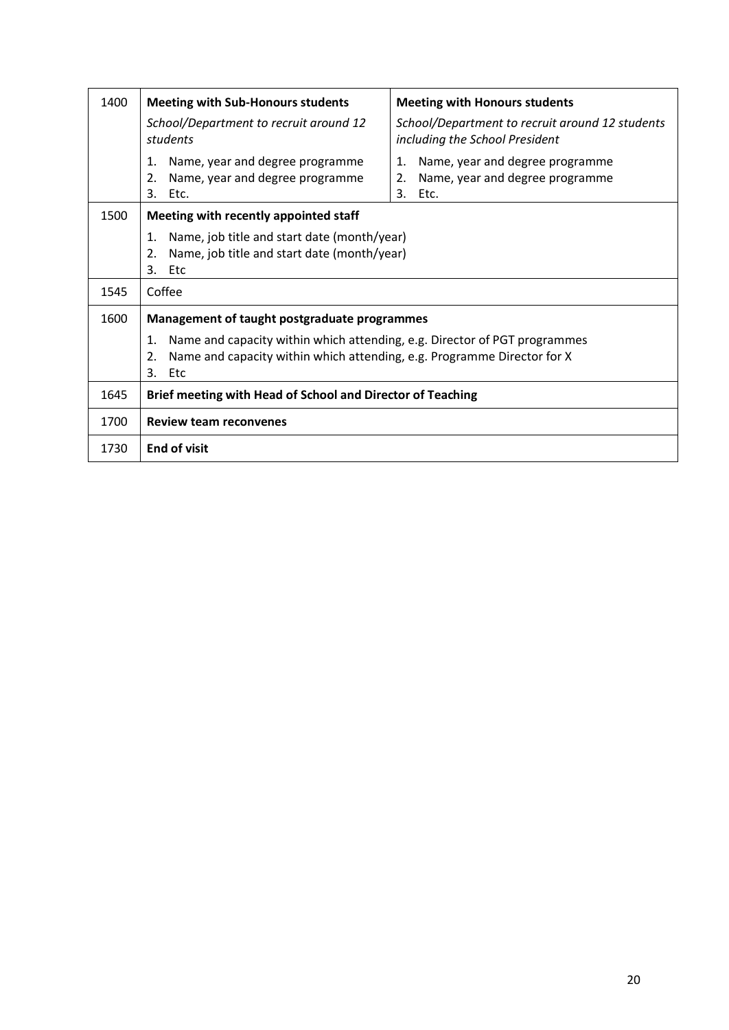| 1400 | **Meeting with Sub-Honours students**<br>*School/Department to recruit around 12 students*<br>1. Name, year and degree programme<br>2. Name, year and degree programme<br>3. Etc. | **Meeting with Honours students**<br>*School/Department to recruit around 12 students including the School President*<br>1. Name, year and degree programme<br>2. Name, year and degree programme<br>3. Etc. |
|---|---|---|
| 1500 | **Meeting with recently appointed staff**<br>1. Name, job title and start date (month/year)<br>2. Name, job title and start date (month/year)<br>3. Etc | |
| 1545 | Coffee | |
| 1600 | **Management of taught postgraduate programmes**<br>1. Name and capacity within which attending, e.g. Director of PGT programmes<br>2. Name and capacity within which attending, e.g. Programme Director for X<br>3. Etc | |
| 1645 | **Brief meeting with Head of School and Director of Teaching** | |
| 1700 | **Review team reconvenes** | |
| 1730 | **End of visit** | |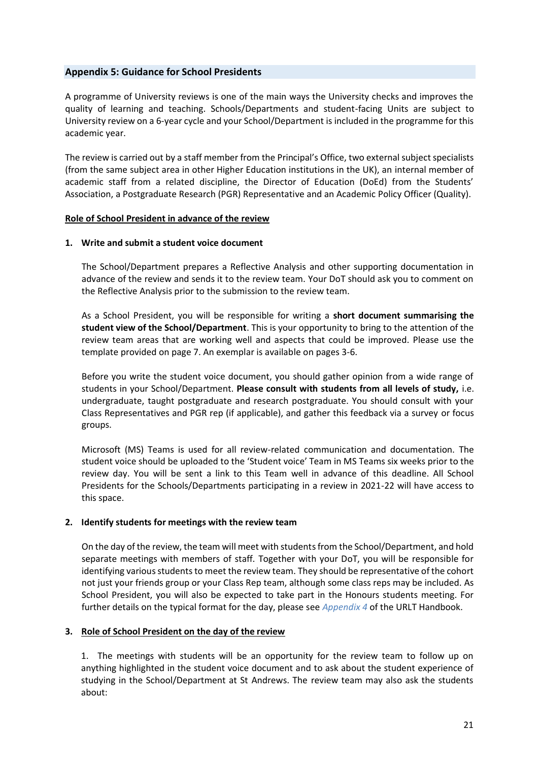## Appendix 5: Guidance for School Presidents

A programme of University reviews is one of the main ways the University checks and improves the quality of learning and teaching. Schools/Departments and student-facing Units are subject to University review on a 6-year cycle and your School/Department is included in the programme for this academic year.

The review is carried out by a staff member from the Principal's Office, two external subject specialists (from the same subject area in other Higher Education institutions in the UK), an internal member of academic staff from a related discipline, the Director of Education (DoEd) from the Students' Association, a Postgraduate Research (PGR) Representative and an Academic Policy Officer (Quality).

### Role of School President in advance of the review

**1. Write and submit a student voice document**

The School/Department prepares a Reflective Analysis and other supporting documentation in advance of the review and sends it to the review team. Your DoT should ask you to comment on the Reflective Analysis prior to the submission to the review team.

As a School President, you will be responsible for writing a **short document summarising the student view of the School/Department**. This is your opportunity to bring to the attention of the review team areas that are working well and aspects that could be improved. Please use the template provided on page 7. An exemplar is available on pages 3-6.

Before you write the student voice document, you should gather opinion from a wide range of students in your School/Department. **Please consult with students from all levels of study,** i.e. undergraduate, taught postgraduate and research postgraduate. You should consult with your Class Representatives and PGR rep (if applicable), and gather this feedback via a survey or focus groups.

Microsoft (MS) Teams is used for all review-related communication and documentation. The student voice should be uploaded to the 'Student voice' Team in MS Teams six weeks prior to the review day. You will be sent a link to this Team well in advance of this deadline. All School Presidents for the Schools/Departments participating in a review in 2021-22 will have access to this space.

**2. Identify students for meetings with the review team**

On the day of the review, the team will meet with students from the School/Department, and hold separate meetings with members of staff. Together with your DoT, you will be responsible for identifying various students to meet the review team. They should be representative of the cohort not just your friends group or your Class Rep team, although some class reps may be included. As School President, you will also be expected to take part in the Honours students meeting. For further details on the typical format for the day, please see *Appendix 4* of the URLT Handbook.

**3. Role of School President on the day of the review**

1. The meetings with students will be an opportunity for the review team to follow up on anything highlighted in the student voice document and to ask about the student experience of studying in the School/Department at St Andrews. The review team may also ask the students about: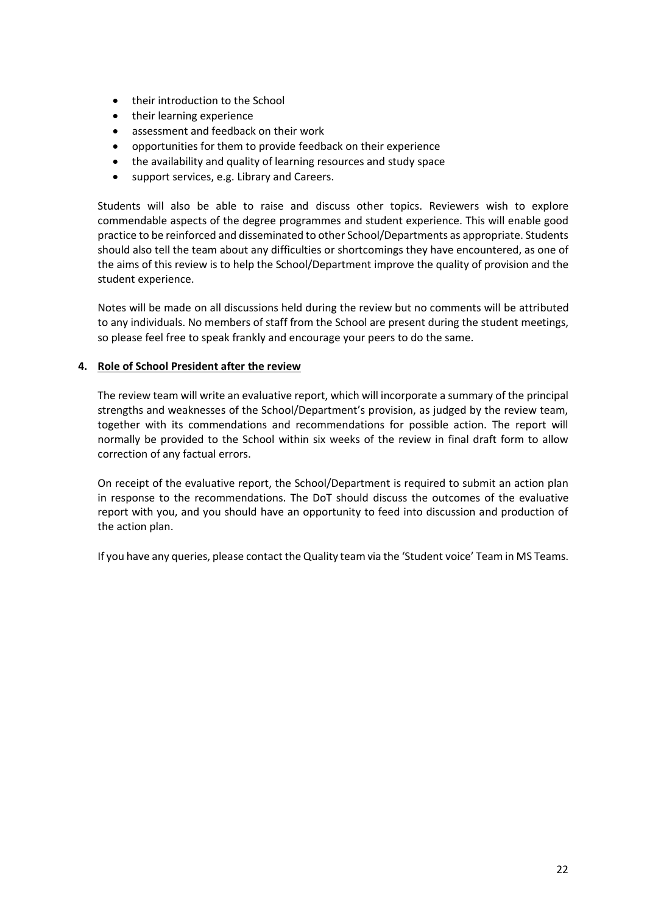- their introduction to the School
- their learning experience
- assessment and feedback on their work
- opportunities for them to provide feedback on their experience
- the availability and quality of learning resources and study space
- support services, e.g. Library and Careers.

Students will also be able to raise and discuss other topics. Reviewers wish to explore commendable aspects of the degree programmes and student experience. This will enable good practice to be reinforced and disseminated to other School/Departments as appropriate. Students should also tell the team about any difficulties or shortcomings they have encountered, as one of the aims of this review is to help the School/Department improve the quality of provision and the student experience.

Notes will be made on all discussions held during the review but no comments will be attributed to any individuals. No members of staff from the School are present during the student meetings, so please feel free to speak frankly and encourage your peers to do the same.

**4. Role of School President after the review**

The review team will write an evaluative report, which will incorporate a summary of the principal strengths and weaknesses of the School/Department's provision, as judged by the review team, together with its commendations and recommendations for possible action. The report will normally be provided to the School within six weeks of the review in final draft form to allow correction of any factual errors.

On receipt of the evaluative report, the School/Department is required to submit an action plan in response to the recommendations. The DoT should discuss the outcomes of the evaluative report with you, and you should have an opportunity to feed into discussion and production of the action plan.

If you have any queries, please contact the Quality team via the 'Student voice' Team in MS Teams.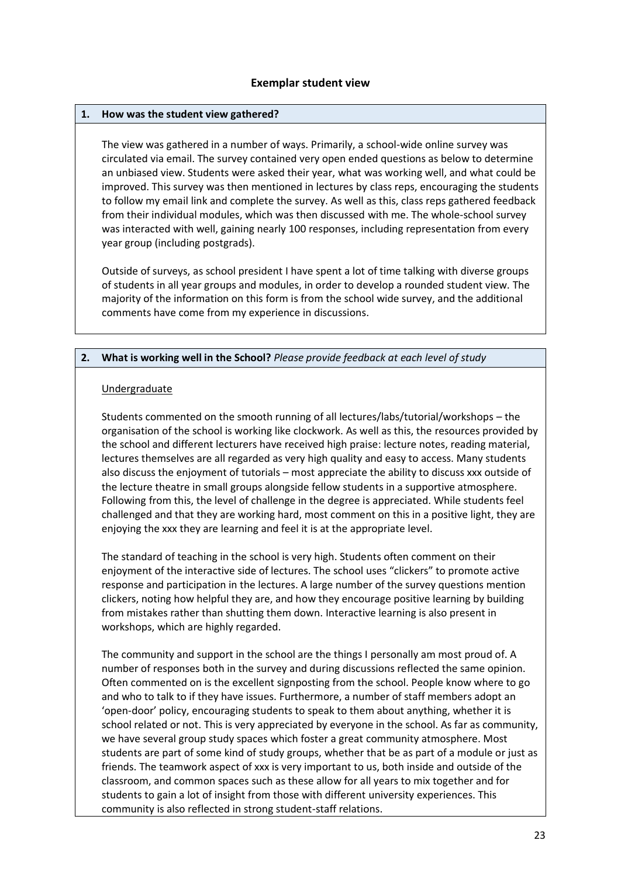## Exemplar student view

### 1. How was the student view gathered?

The view was gathered in a number of ways. Primarily, a school-wide online survey was circulated via email. The survey contained very open ended questions as below to determine an unbiased view. Students were asked their year, what was working well, and what could be improved. This survey was then mentioned in lectures by class reps, encouraging the students to follow my email link and complete the survey. As well as this, class reps gathered feedback from their individual modules, which was then discussed with me. The whole-school survey was interacted with well, gaining nearly 100 responses, including representation from every year group (including postgrads).

Outside of surveys, as school president I have spent a lot of time talking with diverse groups of students in all year groups and modules, in order to develop a rounded student view. The majority of the information on this form is from the school wide survey, and the additional comments have come from my experience in discussions.

### 2. What is working well in the School? *Please provide feedback at each level of study*

Undergraduate

Students commented on the smooth running of all lectures/labs/tutorial/workshops – the organisation of the school is working like clockwork. As well as this, the resources provided by the school and different lecturers have received high praise: lecture notes, reading material, lectures themselves are all regarded as very high quality and easy to access. Many students also discuss the enjoyment of tutorials – most appreciate the ability to discuss xxx outside of the lecture theatre in small groups alongside fellow students in a supportive atmosphere. Following from this, the level of challenge in the degree is appreciated. While students feel challenged and that they are working hard, most comment on this in a positive light, they are enjoying the xxx they are learning and feel it is at the appropriate level.

The standard of teaching in the school is very high. Students often comment on their enjoyment of the interactive side of lectures. The school uses "clickers" to promote active response and participation in the lectures. A large number of the survey questions mention clickers, noting how helpful they are, and how they encourage positive learning by building from mistakes rather than shutting them down. Interactive learning is also present in workshops, which are highly regarded.

The community and support in the school are the things I personally am most proud of. A number of responses both in the survey and during discussions reflected the same opinion. Often commented on is the excellent signposting from the school. People know where to go and who to talk to if they have issues. Furthermore, a number of staff members adopt an 'open-door' policy, encouraging students to speak to them about anything, whether it is school related or not. This is very appreciated by everyone in the school. As far as community, we have several group study spaces which foster a great community atmosphere. Most students are part of some kind of study groups, whether that be as part of a module or just as friends. The teamwork aspect of xxx is very important to us, both inside and outside of the classroom, and common spaces such as these allow for all years to mix together and for students to gain a lot of insight from those with different university experiences. This community is also reflected in strong student-staff relations.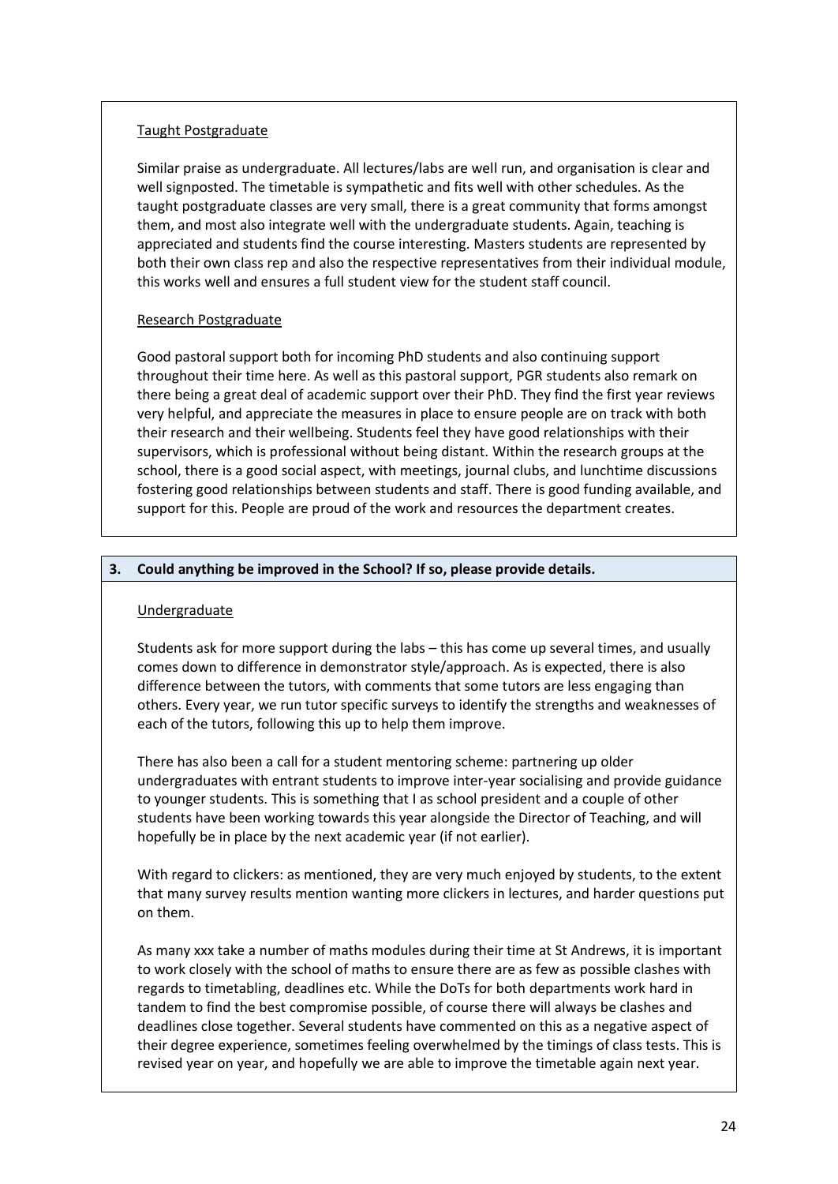Taught Postgraduate

Similar praise as undergraduate. All lectures/labs are well run, and organisation is clear and well signposted. The timetable is sympathetic and fits well with other schedules. As the taught postgraduate classes are very small, there is a great community that forms amongst them, and most also integrate well with the undergraduate students. Again, teaching is appreciated and students find the course interesting. Masters students are represented by both their own class rep and also the respective representatives from their individual module, this works well and ensures a full student view for the student staff council.

Research Postgraduate

Good pastoral support both for incoming PhD students and also continuing support throughout their time here. As well as this pastoral support, PGR students also remark on there being a great deal of academic support over their PhD. They find the first year reviews very helpful, and appreciate the measures in place to ensure people are on track with both their research and their wellbeing. Students feel they have good relationships with their supervisors, which is professional without being distant. Within the research groups at the school, there is a good social aspect, with meetings, journal clubs, and lunchtime discussions fostering good relationships between students and staff. There is good funding available, and support for this. People are proud of the work and resources the department creates.

**3. Could anything be improved in the School? If so, please provide details.**

Undergraduate

Students ask for more support during the labs – this has come up several times, and usually comes down to difference in demonstrator style/approach. As is expected, there is also difference between the tutors, with comments that some tutors are less engaging than others. Every year, we run tutor specific surveys to identify the strengths and weaknesses of each of the tutors, following this up to help them improve.

There has also been a call for a student mentoring scheme: partnering up older undergraduates with entrant students to improve inter-year socialising and provide guidance to younger students. This is something that I as school president and a couple of other students have been working towards this year alongside the Director of Teaching, and will hopefully be in place by the next academic year (if not earlier).

With regard to clickers: as mentioned, they are very much enjoyed by students, to the extent that many survey results mention wanting more clickers in lectures, and harder questions put on them.

As many xxx take a number of maths modules during their time at St Andrews, it is important to work closely with the school of maths to ensure there are as few as possible clashes with regards to timetabling, deadlines etc. While the DoTs for both departments work hard in tandem to find the best compromise possible, of course there will always be clashes and deadlines close together. Several students have commented on this as a negative aspect of their degree experience, sometimes feeling overwhelmed by the timings of class tests. This is revised year on year, and hopefully we are able to improve the timetable again next year.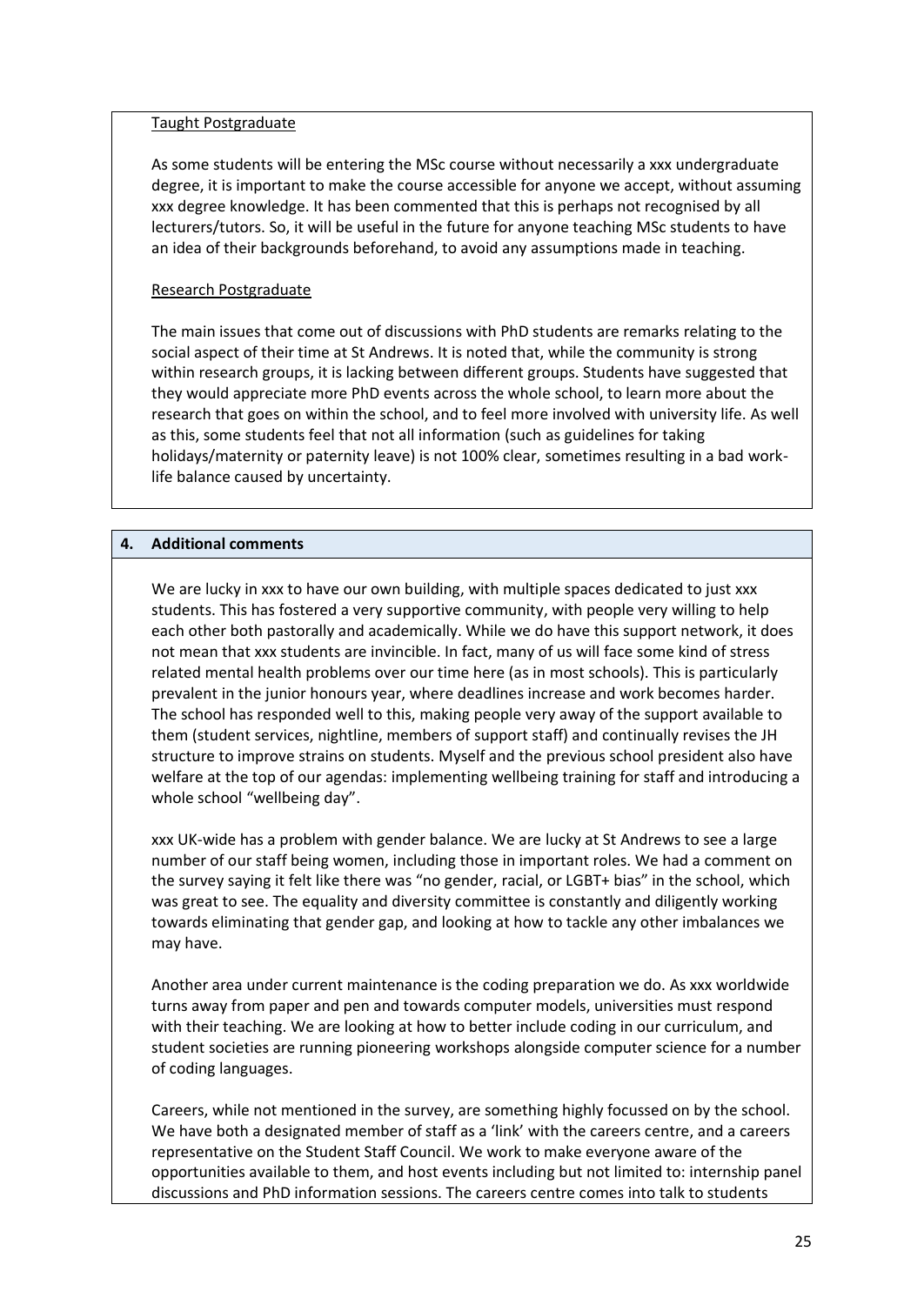<u>Taught Postgraduate</u>

As some students will be entering the MSc course without necessarily a xxx undergraduate degree, it is important to make the course accessible for anyone we accept, without assuming xxx degree knowledge. It has been commented that this is perhaps not recognised by all lecturers/tutors. So, it will be useful in the future for anyone teaching MSc students to have an idea of their backgrounds beforehand, to avoid any assumptions made in teaching.

<u>Research Postgraduate</u>

The main issues that come out of discussions with PhD students are remarks relating to the social aspect of their time at St Andrews. It is noted that, while the community is strong within research groups, it is lacking between different groups. Students have suggested that they would appreciate more PhD events across the whole school, to learn more about the research that goes on within the school, and to feel more involved with university life. As well as this, some students feel that not all information (such as guidelines for taking holidays/maternity or paternity leave) is not 100% clear, sometimes resulting in a bad work-life balance caused by uncertainty.

## 4. Additional comments

We are lucky in xxx to have our own building, with multiple spaces dedicated to just xxx students. This has fostered a very supportive community, with people very willing to help each other both pastorally and academically. While we do have this support network, it does not mean that xxx students are invincible. In fact, many of us will face some kind of stress related mental health problems over our time here (as in most schools). This is particularly prevalent in the junior honours year, where deadlines increase and work becomes harder. The school has responded well to this, making people very away of the support available to them (student services, nightline, members of support staff) and continually revises the JH structure to improve strains on students. Myself and the previous school president also have welfare at the top of our agendas: implementing wellbeing training for staff and introducing a whole school "wellbeing day".

xxx UK-wide has a problem with gender balance. We are lucky at St Andrews to see a large number of our staff being women, including those in important roles. We had a comment on the survey saying it felt like there was "no gender, racial, or LGBT+ bias" in the school, which was great to see. The equality and diversity committee is constantly and diligently working towards eliminating that gender gap, and looking at how to tackle any other imbalances we may have.

Another area under current maintenance is the coding preparation we do. As xxx worldwide turns away from paper and pen and towards computer models, universities must respond with their teaching. We are looking at how to better include coding in our curriculum, and student societies are running pioneering workshops alongside computer science for a number of coding languages.

Careers, while not mentioned in the survey, are something highly focussed on by the school. We have both a designated member of staff as a 'link' with the careers centre, and a careers representative on the Student Staff Council. We work to make everyone aware of the opportunities available to them, and host events including but not limited to: internship panel discussions and PhD information sessions. The careers centre comes into talk to students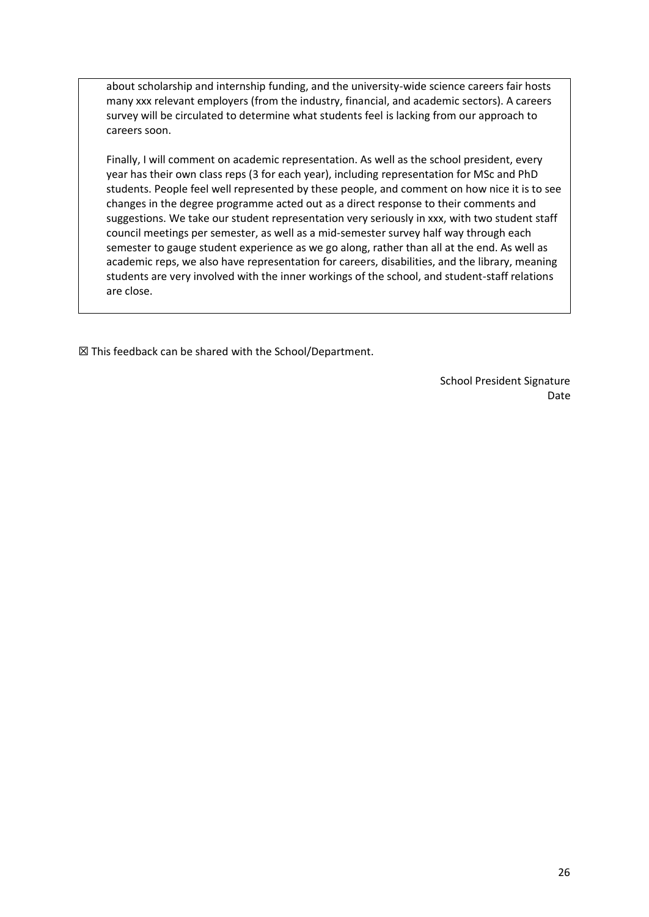about scholarship and internship funding, and the university-wide science careers fair hosts many xxx relevant employers (from the industry, financial, and academic sectors). A careers survey will be circulated to determine what students feel is lacking from our approach to careers soon.

Finally, I will comment on academic representation. As well as the school president, every year has their own class reps (3 for each year), including representation for MSc and PhD students. People feel well represented by these people, and comment on how nice it is to see changes in the degree programme acted out as a direct response to their comments and suggestions. We take our student representation very seriously in xxx, with two student staff council meetings per semester, as well as a mid-semester survey half way through each semester to gauge student experience as we go along, rather than all at the end. As well as academic reps, we also have representation for careers, disabilities, and the library, meaning students are very involved with the inner workings of the school, and student-staff relations are close.

☒ This feedback can be shared with the School/Department.

School President Signature

Date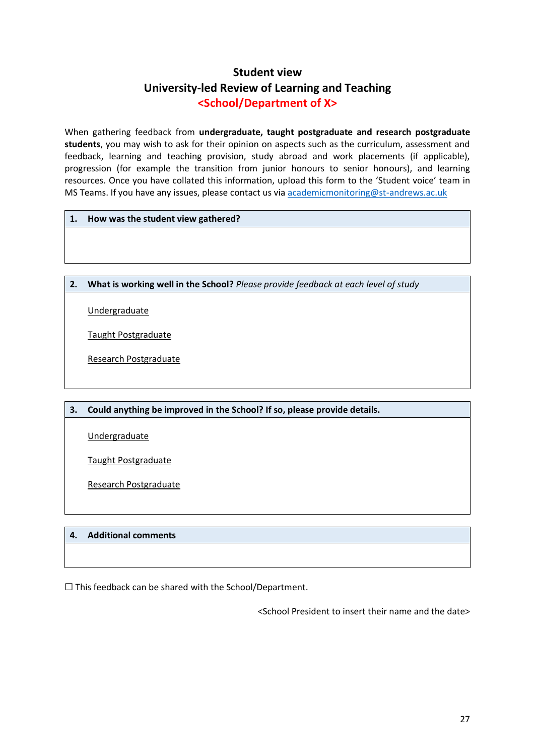# Student view

## University-led Review of Learning and Teaching

## <School/Department of X>

When gathering feedback from **undergraduate, taught postgraduate and research postgraduate students**, you may wish to ask for their opinion on aspects such as the curriculum, assessment and feedback, learning and teaching provision, study abroad and work placements (if applicable), progression (for example the transition from junior honours to senior honours), and learning resources. Once you have collated this information, upload this form to the 'Student voice' team in MS Teams. If you have any issues, please contact us via academicmonitoring@st-andrews.ac.uk

| **1. How was the student view gathered?** |
|---|
| |

| **2. What is working well in the School?** *Please provide feedback at each level of study* |
|---|
| Undergraduate<br><br>Taught Postgraduate<br><br>Research Postgraduate |

| **3. Could anything be improved in the School? If so, please provide details.** |
|---|
| Undergraduate<br><br>Taught Postgraduate<br><br>Research Postgraduate |

| **4. Additional comments** |
|---|
| |

☐ This feedback can be shared with the School/Department.

<School President to insert their name and the date>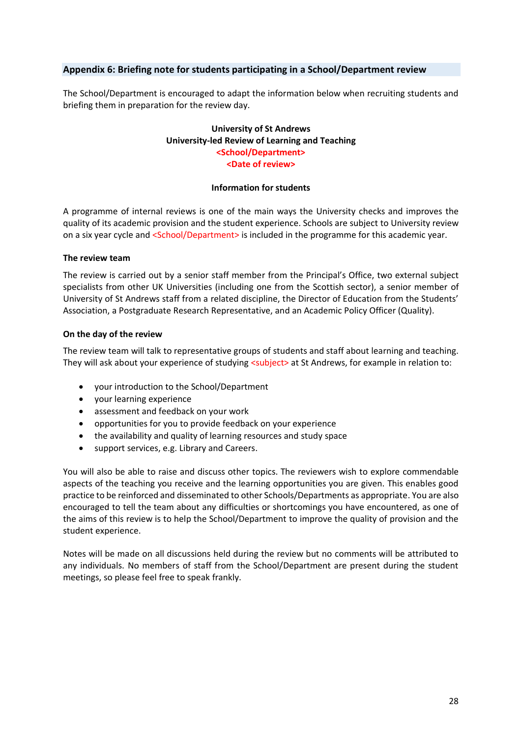## Appendix 6: Briefing note for students participating in a School/Department review

The School/Department is encouraged to adapt the information below when recruiting students and briefing them in preparation for the review day.

**University of St Andrews**
**University-led Review of Learning and Teaching**
**<School/Department>**
**<Date of review>**

**Information for students**

A programme of internal reviews is one of the main ways the University checks and improves the quality of its academic provision and the student experience. Schools are subject to University review on a six year cycle and <School/Department> is included in the programme for this academic year.

### The review team

The review is carried out by a senior staff member from the Principal's Office, two external subject specialists from other UK Universities (including one from the Scottish sector), a senior member of University of St Andrews staff from a related discipline, the Director of Education from the Students' Association, a Postgraduate Research Representative, and an Academic Policy Officer (Quality).

### On the day of the review

The review team will talk to representative groups of students and staff about learning and teaching. They will ask about your experience of studying <subject> at St Andrews, for example in relation to:

- your introduction to the School/Department
- your learning experience
- assessment and feedback on your work
- opportunities for you to provide feedback on your experience
- the availability and quality of learning resources and study space
- support services, e.g. Library and Careers.

You will also be able to raise and discuss other topics. The reviewers wish to explore commendable aspects of the teaching you receive and the learning opportunities you are given. This enables good practice to be reinforced and disseminated to other Schools/Departments as appropriate. You are also encouraged to tell the team about any difficulties or shortcomings you have encountered, as one of the aims of this review is to help the School/Department to improve the quality of provision and the student experience.

Notes will be made on all discussions held during the review but no comments will be attributed to any individuals. No members of staff from the School/Department are present during the student meetings, so please feel free to speak frankly.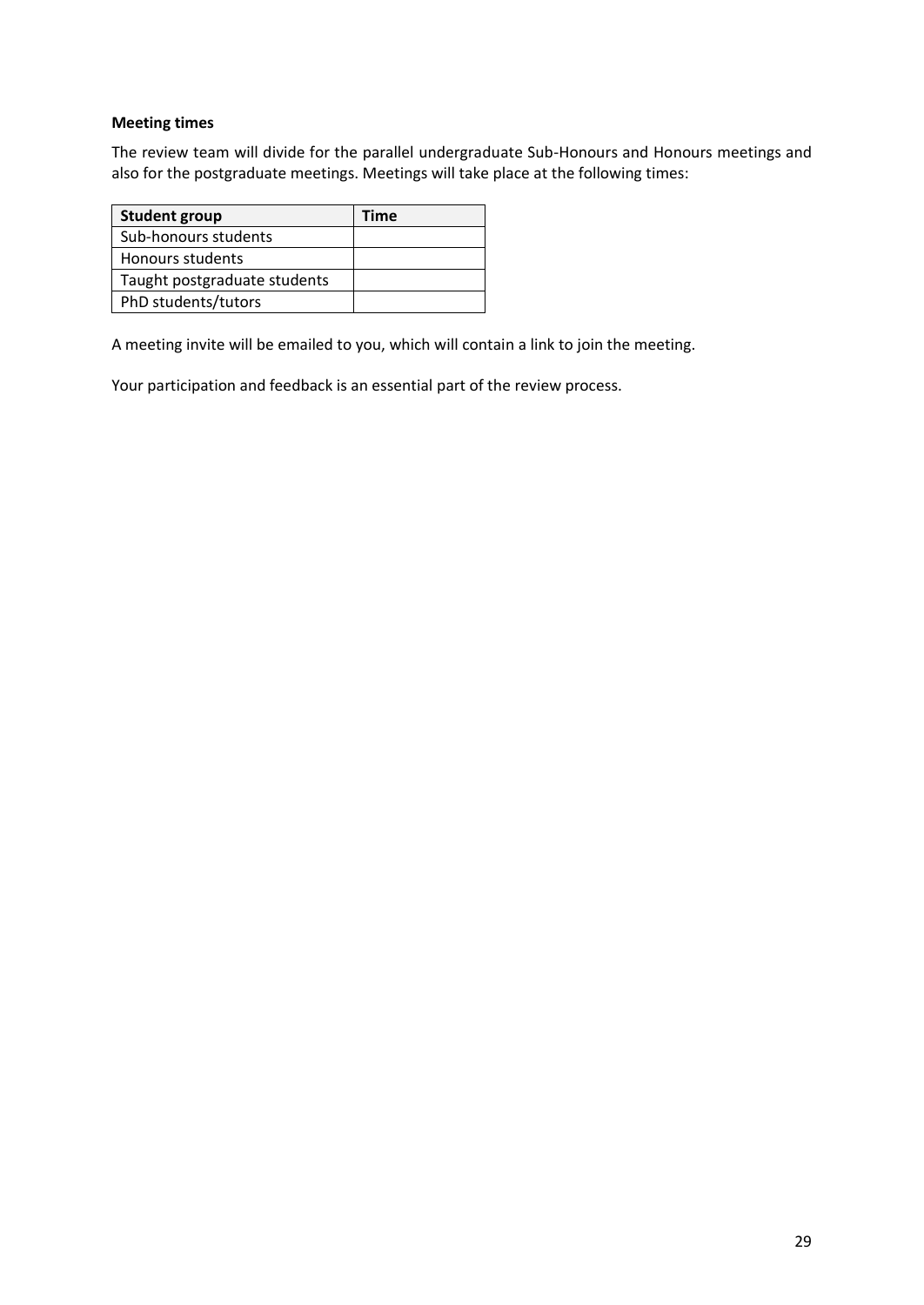**Meeting times**

The review team will divide for the parallel undergraduate Sub-Honours and Honours meetings and also for the postgraduate meetings. Meetings will take place at the following times:

| Student group | Time |
|---|---|
| Sub-honours students | |
| Honours students | |
| Taught postgraduate students | |
| PhD students/tutors | |

A meeting invite will be emailed to you, which will contain a link to join the meeting.

Your participation and feedback is an essential part of the review process.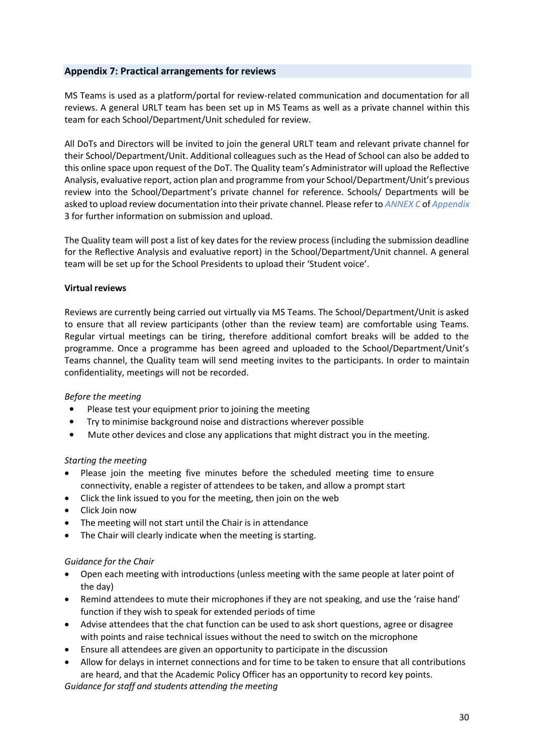## Appendix 7: Practical arrangements for reviews

MS Teams is used as a platform/portal for review-related communication and documentation for all reviews. A general URLT team has been set up in MS Teams as well as a private channel within this team for each School/Department/Unit scheduled for review.

All DoTs and Directors will be invited to join the general URLT team and relevant private channel for their School/Department/Unit. Additional colleagues such as the Head of School can also be added to this online space upon request of the DoT. The Quality team's Administrator will upload the Reflective Analysis, evaluative report, action plan and programme from your School/Department/Unit's previous review into the School/Department's private channel for reference. Schools/ Departments will be asked to upload review documentation into their private channel. Please refer to *ANNEX C* of *Appendix* 3 for further information on submission and upload.

The Quality team will post a list of key dates for the review process (including the submission deadline for the Reflective Analysis and evaluative report) in the School/Department/Unit channel. A general team will be set up for the School Presidents to upload their 'Student voice'.

**Virtual reviews**

Reviews are currently being carried out virtually via MS Teams. The School/Department/Unit is asked to ensure that all review participants (other than the review team) are comfortable using Teams. Regular virtual meetings can be tiring, therefore additional comfort breaks will be added to the programme. Once a programme has been agreed and uploaded to the School/Department/Unit's Teams channel, the Quality team will send meeting invites to the participants. In order to maintain confidentiality, meetings will not be recorded.

*Before the meeting*

- Please test your equipment prior to joining the meeting
- Try to minimise background noise and distractions wherever possible
- Mute other devices and close any applications that might distract you in the meeting.

*Starting the meeting*

- Please join the meeting five minutes before the scheduled meeting time to ensure connectivity, enable a register of attendees to be taken, and allow a prompt start
- Click the link issued to you for the meeting, then join on the web
- Click Join now
- The meeting will not start until the Chair is in attendance
- The Chair will clearly indicate when the meeting is starting.

*Guidance for the Chair*

- Open each meeting with introductions (unless meeting with the same people at later point of the day)
- Remind attendees to mute their microphones if they are not speaking, and use the 'raise hand' function if they wish to speak for extended periods of time
- Advise attendees that the chat function can be used to ask short questions, agree or disagree with points and raise technical issues without the need to switch on the microphone
- Ensure all attendees are given an opportunity to participate in the discussion
- Allow for delays in internet connections and for time to be taken to ensure that all contributions are heard, and that the Academic Policy Officer has an opportunity to record key points.

*Guidance for staff and students attending the meeting*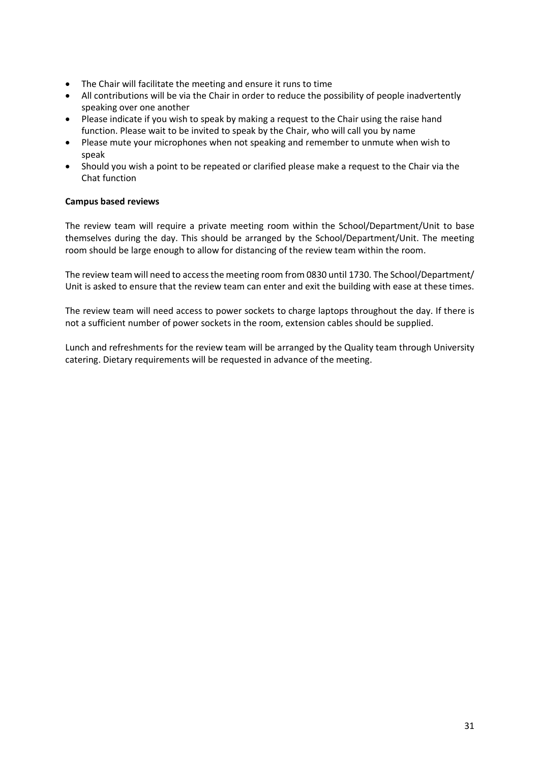- The Chair will facilitate the meeting and ensure it runs to time
- All contributions will be via the Chair in order to reduce the possibility of people inadvertently speaking over one another
- Please indicate if you wish to speak by making a request to the Chair using the raise hand function. Please wait to be invited to speak by the Chair, who will call you by name
- Please mute your microphones when not speaking and remember to unmute when wish to speak
- Should you wish a point to be repeated or clarified please make a request to the Chair via the Chat function

**Campus based reviews**

The review team will require a private meeting room within the School/Department/Unit to base themselves during the day. This should be arranged by the School/Department/Unit. The meeting room should be large enough to allow for distancing of the review team within the room.

The review team will need to access the meeting room from 0830 until 1730. The School/Department/ Unit is asked to ensure that the review team can enter and exit the building with ease at these times.

The review team will need access to power sockets to charge laptops throughout the day. If there is not a sufficient number of power sockets in the room, extension cables should be supplied.

Lunch and refreshments for the review team will be arranged by the Quality team through University catering. Dietary requirements will be requested in advance of the meeting.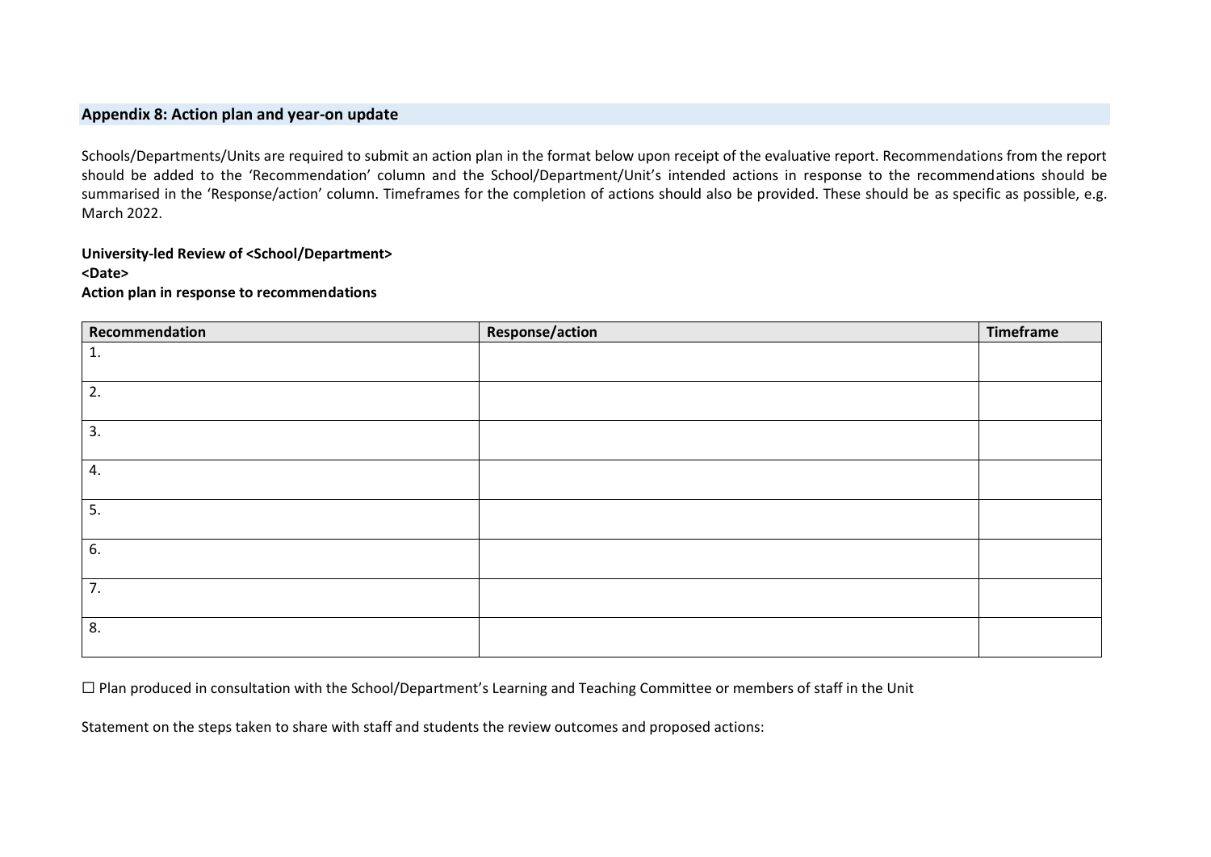## Appendix 8: Action plan and year-on update

Schools/Departments/Units are required to submit an action plan in the format below upon receipt of the evaluative report. Recommendations from the report should be added to the 'Recommendation' column and the School/Department/Unit's intended actions in response to the recommendations should be summarised in the 'Response/action' column. Timeframes for the completion of actions should also be provided. These should be as specific as possible, e.g. March 2022.

**University-led Review of <School/Department>**
**<Date>**
**Action plan in response to recommendations**

| Recommendation | Response/action | Timeframe |
| --- | --- | --- |
| 1. | | |
| 2. | | |
| 3. | | |
| 4. | | |
| 5. | | |
| 6. | | |
| 7. | | |
| 8. | | |

☐ Plan produced in consultation with the School/Department's Learning and Teaching Committee or members of staff in the Unit

Statement on the steps taken to share with staff and students the review outcomes and proposed actions: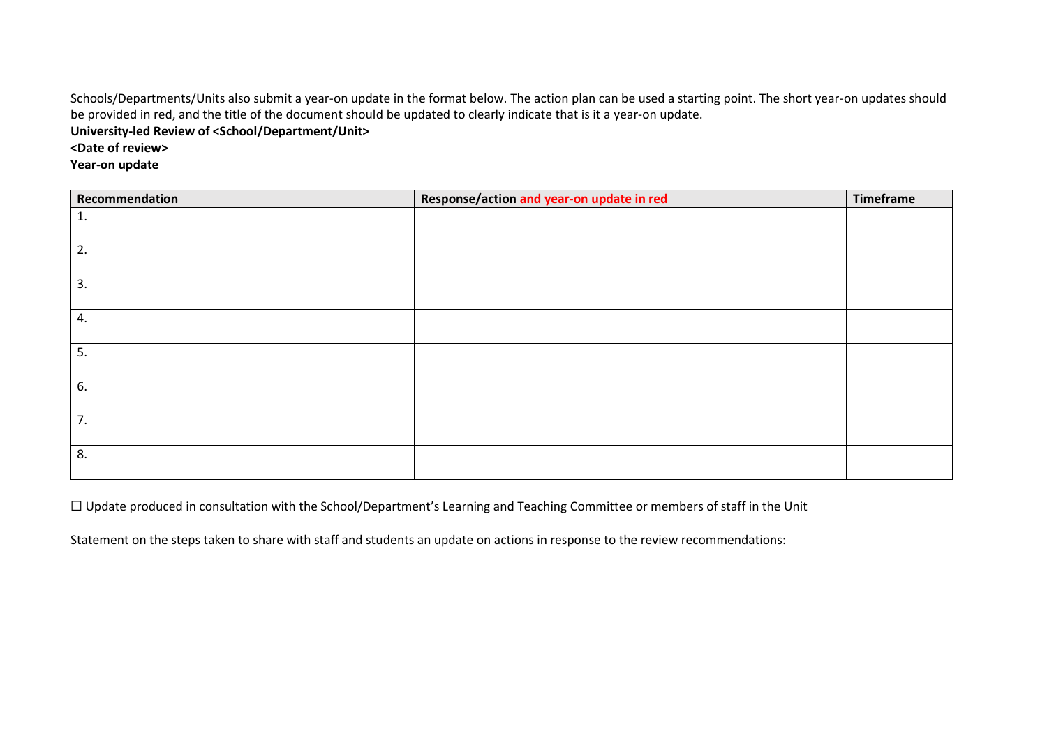Schools/Departments/Units also submit a year-on update in the format below. The action plan can be used a starting point. The short year-on updates should be provided in red, and the title of the document should be updated to clearly indicate that is it a year-on update.

**University-led Review of <School/Department/Unit>**

**<Date of review>**

**Year-on update**

| Recommendation | Response/action and year-on update in red | Timeframe |
|---|---|---|
| 1. | | |
| 2. | | |
| 3. | | |
| 4. | | |
| 5. | | |
| 6. | | |
| 7. | | |
| 8. | | |

☐ Update produced in consultation with the School/Department's Learning and Teaching Committee or members of staff in the Unit

Statement on the steps taken to share with staff and students an update on actions in response to the review recommendations: